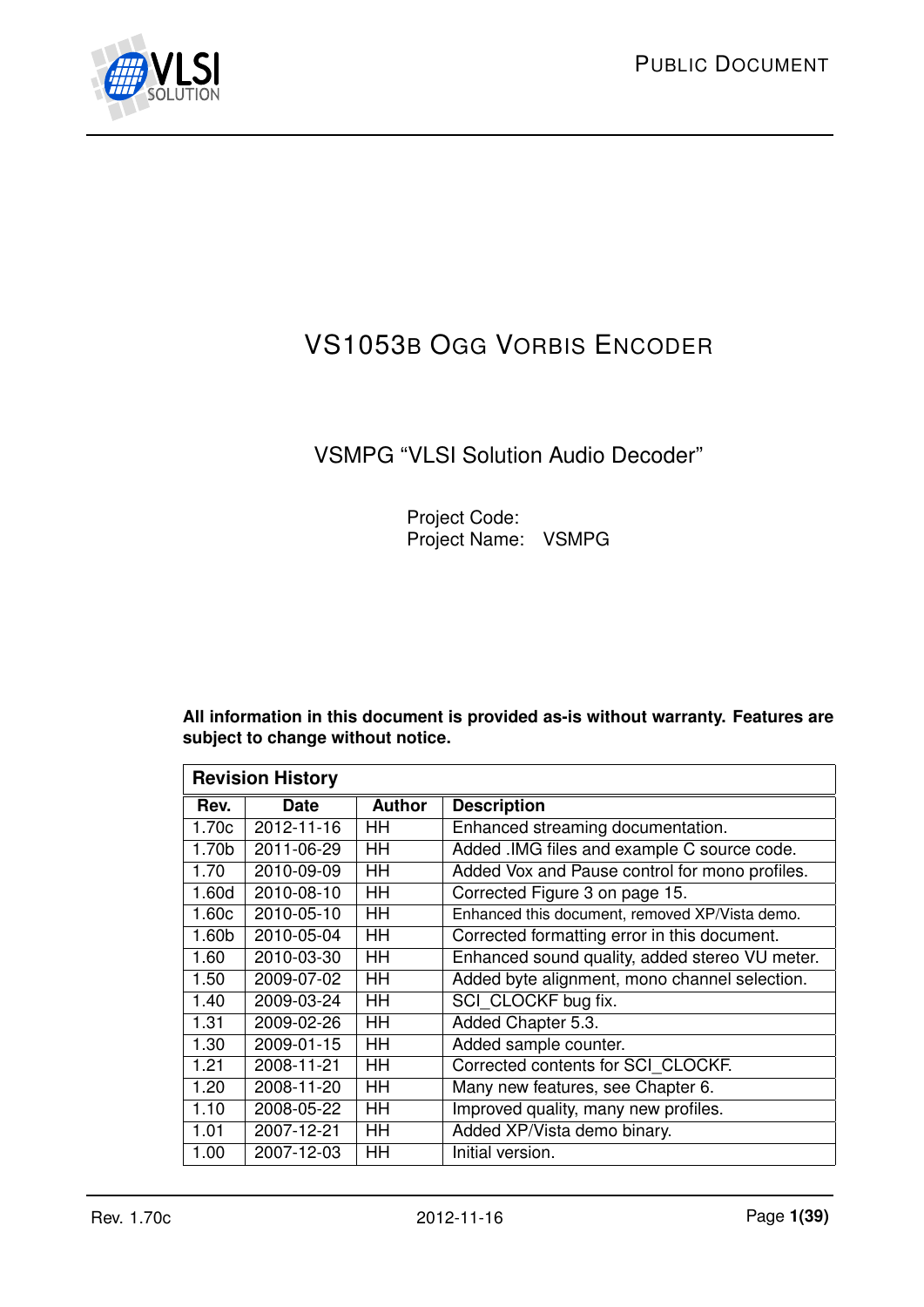# VS1053b Ogg Vorbis Encoder

## VSMPG "VLSI Solution Audio Decoder"

Project Code:
Project Name: VSMPG

**All information in this document is provided as-is without warranty. Features are subject to change without notice.**

| Revision History | | | |
|---|---|---|---|
| **Rev.** | **Date** | **Author** | **Description** |
| 1.70c | 2012-11-16 | HH | Enhanced streaming documentation. |
| 1.70b | 2011-06-29 | HH | Added .IMG files and example C source code. |
| 1.70 | 2010-09-09 | HH | Added Vox and Pause control for mono profiles. |
| 1.60d | 2010-08-10 | HH | Corrected Figure 3 on page 15. |
| 1.60c | 2010-05-10 | HH | Enhanced this document, removed XP/Vista demo. |
| 1.60b | 2010-05-04 | HH | Corrected formatting error in this document. |
| 1.60 | 2010-03-30 | HH | Enhanced sound quality, added stereo VU meter. |
| 1.50 | 2009-07-02 | HH | Added byte alignment, mono channel selection. |
| 1.40 | 2009-03-24 | HH | SCI_CLOCKF bug fix. |
| 1.31 | 2009-02-26 | HH | Added Chapter 5.3. |
| 1.30 | 2009-01-15 | HH | Added sample counter. |
| 1.21 | 2008-11-21 | HH | Corrected contents for SCI_CLOCKF. |
| 1.20 | 2008-11-20 | HH | Many new features, see Chapter 6. |
| 1.10 | 2008-05-22 | HH | Improved quality, many new profiles. |
| 1.01 | 2007-12-21 | HH | Added XP/Vista demo binary. |
| 1.00 | 2007-12-03 | HH | Initial version. |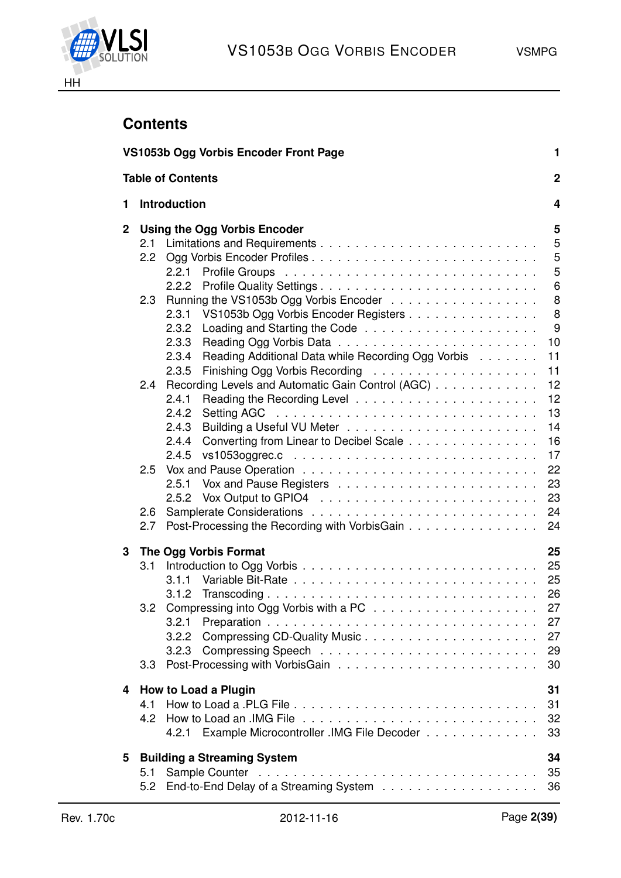# Contents

**VS1053b Ogg Vorbis Encoder Front Page** — 1

**Table of Contents** — 2

**1 Introduction** — 4

**2 Using the Ogg Vorbis Encoder** — 5

- 2.1 Limitations and Requirements — 5
- 2.2 Ogg Vorbis Encoder Profiles — 5
  - 2.2.1 Profile Groups — 5
  - 2.2.2 Profile Quality Settings — 6
- 2.3 Running the VS1053b Ogg Vorbis Encoder — 8
  - 2.3.1 VS1053b Ogg Vorbis Encoder Registers — 8
  - 2.3.2 Loading and Starting the Code — 9
  - 2.3.3 Reading Ogg Vorbis Data — 10
  - 2.3.4 Reading Additional Data while Recording Ogg Vorbis — 11
  - 2.3.5 Finishing Ogg Vorbis Recording — 11
- 2.4 Recording Levels and Automatic Gain Control (AGC) — 12
  - 2.4.1 Reading the Recording Level — 12
  - 2.4.2 Setting AGC — 13
  - 2.4.3 Building a Useful VU Meter — 14
  - 2.4.4 Converting from Linear to Decibel Scale — 16
  - 2.4.5 vs1053oggrec.c — 17
- 2.5 Vox and Pause Operation — 22
  - 2.5.1 Vox and Pause Registers — 23
  - 2.5.2 Vox Output to GPIO4 — 23
- 2.6 Samplerate Considerations — 24
- 2.7 Post-Processing the Recording with VorbisGain — 24

**3 The Ogg Vorbis Format** — 25

- 3.1 Introduction to Ogg Vorbis — 25
  - 3.1.1 Variable Bit-Rate — 25
  - 3.1.2 Transcoding — 26
- 3.2 Compressing into Ogg Vorbis with a PC — 27
  - 3.2.1 Preparation — 27
  - 3.2.2 Compressing CD-Quality Music — 27
  - 3.2.3 Compressing Speech — 29
- 3.3 Post-Processing with VorbisGain — 30

**4 How to Load a Plugin** — 31

- 4.1 How to Load a .PLG File — 31
- 4.2 How to Load an .IMG File — 32
  - 4.2.1 Example Microcontroller .IMG File Decoder — 33

**5 Building a Streaming System** — 34

- 5.1 Sample Counter — 35
- 5.2 End-to-End Delay of a Streaming System — 36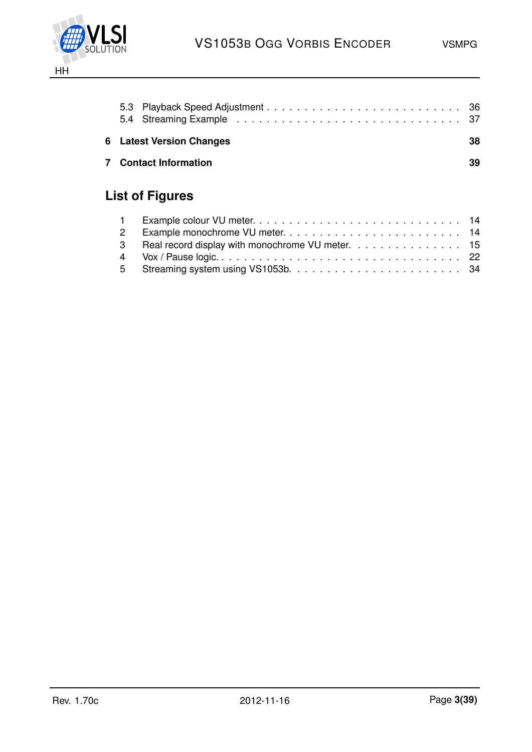5.3 Playback Speed Adjustment . . . . . . . . . . . . . . . . . . . . . . . . . 36
5.4 Streaming Example . . . . . . . . . . . . . . . . . . . . . . . . . . . . 37

**6 Latest Version Changes** **38**

**7 Contact Information** **39**

## List of Figures

1 Example colour VU meter. . . . . . . . . . . . . . . . . . . . . . . . . . 14
2 Example monochrome VU meter. . . . . . . . . . . . . . . . . . . . . . . 14
3 Real record display with monochrome VU meter. . . . . . . . . . . . . . . 15
4 Vox / Pause logic. . . . . . . . . . . . . . . . . . . . . . . . . . . . . . 22
5 Streaming system using VS1053b. . . . . . . . . . . . . . . . . . . . . . 34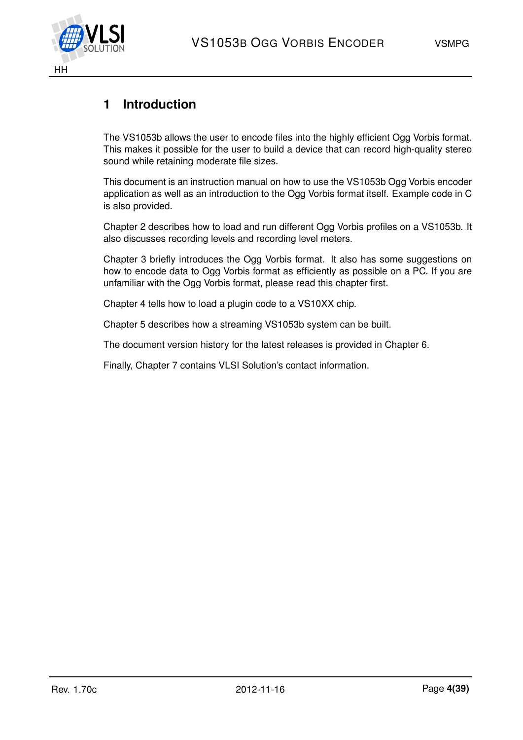# 1 Introduction

The VS1053b allows the user to encode files into the highly efficient Ogg Vorbis format. This makes it possible for the user to build a device that can record high-quality stereo sound while retaining moderate file sizes.

This document is an instruction manual on how to use the VS1053b Ogg Vorbis encoder application as well as an introduction to the Ogg Vorbis format itself. Example code in C is also provided.

Chapter 2 describes how to load and run different Ogg Vorbis profiles on a VS1053b. It also discusses recording levels and recording level meters.

Chapter 3 briefly introduces the Ogg Vorbis format. It also has some suggestions on how to encode data to Ogg Vorbis format as efficiently as possible on a PC. If you are unfamiliar with the Ogg Vorbis format, please read this chapter first.

Chapter 4 tells how to load a plugin code to a VS10XX chip.

Chapter 5 describes how a streaming VS1053b system can be built.

The document version history for the latest releases is provided in Chapter 6.

Finally, Chapter 7 contains VLSI Solution's contact information.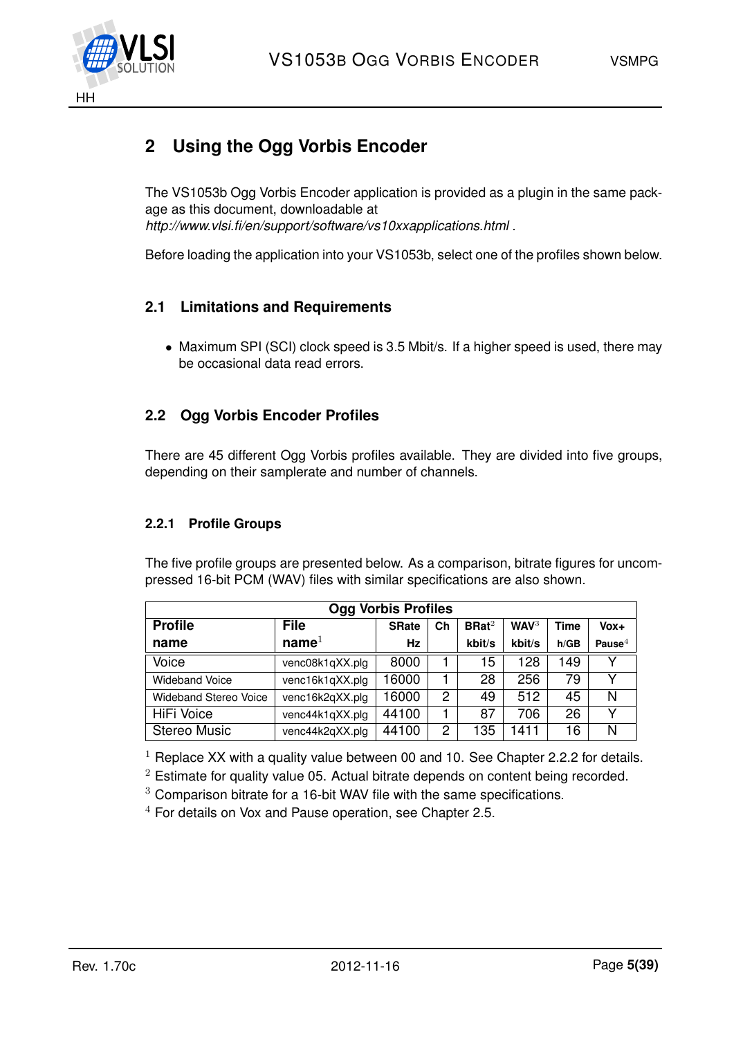# 2 Using the Ogg Vorbis Encoder

The VS1053b Ogg Vorbis Encoder application is provided as a plugin in the same package as this document, downloadable at
*http://www.vlsi.fi/en/support/software/vs10xxapplications.html* .

Before loading the application into your VS1053b, select one of the profiles shown below.

## 2.1 Limitations and Requirements

- Maximum SPI (SCI) clock speed is 3.5 Mbit/s. If a higher speed is used, there may be occasional data read errors.

## 2.2 Ogg Vorbis Encoder Profiles

There are 45 different Ogg Vorbis profiles available. They are divided into five groups, depending on their samplerate and number of channels.

### 2.2.1 Profile Groups

The five profile groups are presented below. As a comparison, bitrate figures for uncompressed 16-bit PCM (WAV) files with similar specifications are also shown.

| Ogg Vorbis Profiles | | | | | | | |
|---|---|---|---|---|---|---|---|
| **Profile name** | **File name**[1] | **SRate Hz** | **Ch** | **BRat**[2] **kbit/s** | **WAV**[3] **kbit/s** | **Time h/GB** | **Vox+ Pause**[4] |
| Voice | venc08k1qXX.plg | 8000 | 1 | 15 | 128 | 149 | Y |
| Wideband Voice | venc16k1qXX.plg | 16000 | 1 | 28 | 256 | 79 | Y |
| Wideband Stereo Voice | venc16k2qXX.plg | 16000 | 2 | 49 | 512 | 45 | N |
| HiFi Voice | venc44k1qXX.plg | 44100 | 1 | 87 | 706 | 26 | Y |
| Stereo Music | venc44k2qXX.plg | 44100 | 2 | 135 | 1411 | 16 | N |

[1] Replace XX with a quality value between 00 and 10. See Chapter 2.2.2 for details.
[2] Estimate for quality value 05. Actual bitrate depends on content being recorded.
[3] Comparison bitrate for a 16-bit WAV file with the same specifications.
[4] For details on Vox and Pause operation, see Chapter 2.5.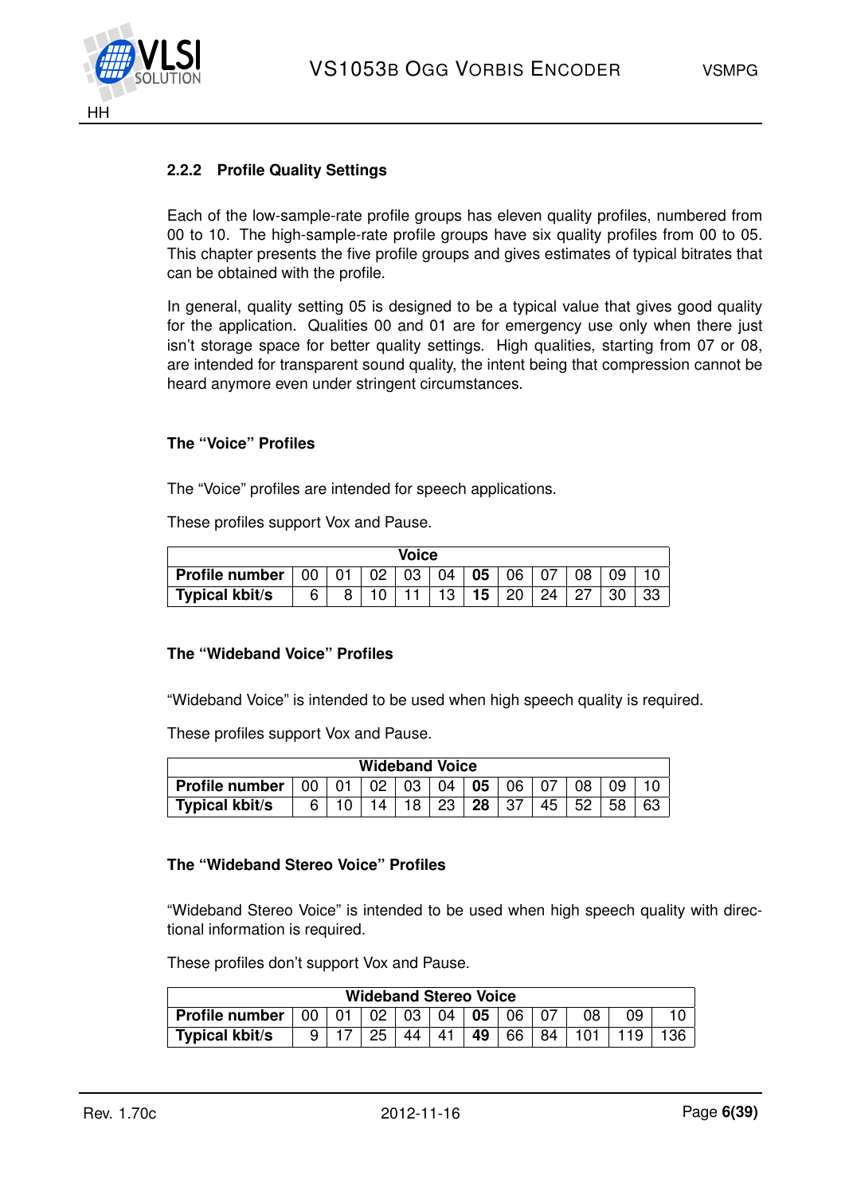### 2.2.2 Profile Quality Settings

Each of the low-sample-rate profile groups has eleven quality profiles, numbered from 00 to 10. The high-sample-rate profile groups have six quality profiles from 00 to 05. This chapter presents the five profile groups and gives estimates of typical bitrates that can be obtained with the profile.

In general, quality setting 05 is designed to be a typical value that gives good quality for the application. Qualities 00 and 01 are for emergency use only when there just isn't storage space for better quality settings. High qualities, starting from 07 or 08, are intended for transparent sound quality, the intent being that compression cannot be heard anymore even under stringent circumstances.

#### The "Voice" Profiles

The "Voice" profiles are intended for speech applications.

These profiles support Vox and Pause.

| **Voice** | | | | | | | | | | | |
|---|---|---|---|---|---|---|---|---|---|---|---|
| **Profile number** | 00 | 01 | 02 | 03 | 04 | **05** | 06 | 07 | 08 | 09 | 10 |
| **Typical kbit/s** | 6 | 8 | 10 | 11 | 13 | **15** | 20 | 24 | 27 | 30 | 33 |

#### The "Wideband Voice" Profiles

"Wideband Voice" is intended to be used when high speech quality is required.

These profiles support Vox and Pause.

| **Wideband Voice** | | | | | | | | | | | |
|---|---|---|---|---|---|---|---|---|---|---|---|
| **Profile number** | 00 | 01 | 02 | 03 | 04 | **05** | 06 | 07 | 08 | 09 | 10 |
| **Typical kbit/s** | 6 | 10 | 14 | 18 | 23 | **28** | 37 | 45 | 52 | 58 | 63 |

#### The "Wideband Stereo Voice" Profiles

"Wideband Stereo Voice" is intended to be used when high speech quality with directional information is required.

These profiles don't support Vox and Pause.

| **Wideband Stereo Voice** | | | | | | | | | | | |
|---|---|---|---|---|---|---|---|---|---|---|---|
| **Profile number** | 00 | 01 | 02 | 03 | 04 | **05** | 06 | 07 | 08 | 09 | 10 |
| **Typical kbit/s** | 9 | 17 | 25 | 44 | 41 | **49** | 66 | 84 | 101 | 119 | 136 |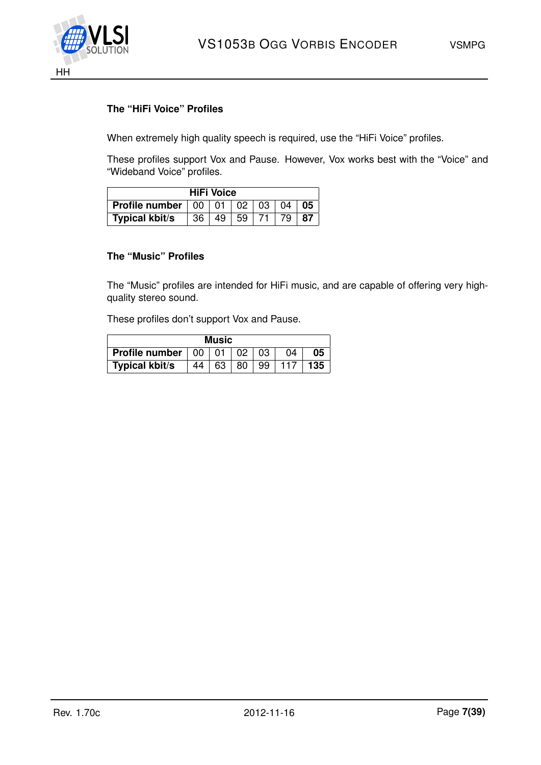### The “HiFi Voice” Profiles

When extremely high quality speech is required, use the “HiFi Voice” profiles.

These profiles support Vox and Pause. However, Vox works best with the “Voice” and “Wideband Voice” profiles.

| HiFi Voice | | | | | | |
|---|---|---|---|---|---|---|
| **Profile number** | 00 | 01 | 02 | 03 | 04 | **05** |
| **Typical kbit/s** | 36 | 49 | 59 | 71 | 79 | **87** |

### The “Music” Profiles

The “Music” profiles are intended for HiFi music, and are capable of offering very high-quality stereo sound.

These profiles don’t support Vox and Pause.

| Music | | | | | | |
|---|---|---|---|---|---|---|
| **Profile number** | 00 | 01 | 02 | 03 | 04 | **05** |
| **Typical kbit/s** | 44 | 63 | 80 | 99 | 117 | **135** |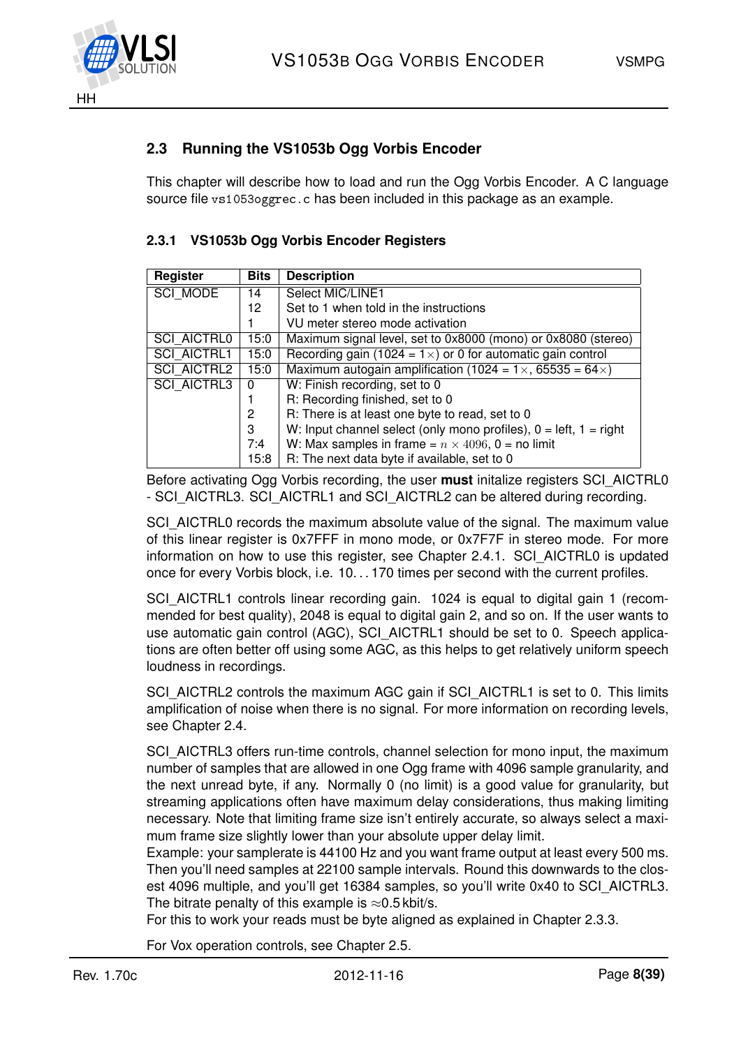## 2.3 Running the VS1053b Ogg Vorbis Encoder

This chapter will describe how to load and run the Ogg Vorbis Encoder. A C language source file `vs1053oggrec.c` has been included in this package as an example.

### 2.3.1 VS1053b Ogg Vorbis Encoder Registers

| Register | Bits | Description |
|---|---|---|
| SCI_MODE | 14 | Select MIC/LINE1 |
| | 12 | Set to 1 when told in the instructions |
| | 1 | VU meter stereo mode activation |
| SCI_AICTRL0 | 15:0 | Maximum signal level, set to 0x8000 (mono) or 0x8080 (stereo) |
| SCI_AICTRL1 | 15:0 | Recording gain (1024 = 1×) or 0 for automatic gain control |
| SCI_AICTRL2 | 15:0 | Maximum autogain amplification (1024 = 1×, 65535 = 64×) |
| SCI_AICTRL3 | 0 | W: Finish recording, set to 0 |
| | 1 | R: Recording finished, set to 0 |
| | 2 | R: There is at least one byte to read, set to 0 |
| | 3 | W: Input channel select (only mono profiles), 0 = left, 1 = right |
| | 7:4 | W: Max samples in frame = $n \times 4096$, 0 = no limit |
| | 15:8 | R: The next data byte if available, set to 0 |

Before activating Ogg Vorbis recording, the user **must** initalize registers SCI_AICTRL0 - SCI_AICTRL3. SCI_AICTRL1 and SCI_AICTRL2 can be altered during recording.

SCI_AICTRL0 records the maximum absolute value of the signal. The maximum value of this linear register is 0x7FFF in mono mode, or 0x7F7F in stereo mode. For more information on how to use this register, see Chapter 2.4.1. SCI_AICTRL0 is updated once for every Vorbis block, i.e. 10. . . 170 times per second with the current profiles.

SCI_AICTRL1 controls linear recording gain. 1024 is equal to digital gain 1 (recommended for best quality), 2048 is equal to digital gain 2, and so on. If the user wants to use automatic gain control (AGC), SCI_AICTRL1 should be set to 0. Speech applications are often better off using some AGC, as this helps to get relatively uniform speech loudness in recordings.

SCI_AICTRL2 controls the maximum AGC gain if SCI_AICTRL1 is set to 0. This limits amplification of noise when there is no signal. For more information on recording levels, see Chapter 2.4.

SCI_AICTRL3 offers run-time controls, channel selection for mono input, the maximum number of samples that are allowed in one Ogg frame with 4096 sample granularity, and the next unread byte, if any. Normally 0 (no limit) is a good value for granularity, but streaming applications often have maximum delay considerations, thus making limiting necessary. Note that limiting frame size isn't entirely accurate, so always select a maximum frame size slightly lower than your absolute upper delay limit.
Example: your samplerate is 44100 Hz and you want frame output at least every 500 ms. Then you'll need samples at 22100 sample intervals. Round this downwards to the closest 4096 multiple, and you'll get 16384 samples, so you'll write 0x40 to SCI_AICTRL3. The bitrate penalty of this example is ≈0.5 kbit/s.
For this to work your reads must be byte aligned as explained in Chapter 2.3.3.

For Vox operation controls, see Chapter 2.5.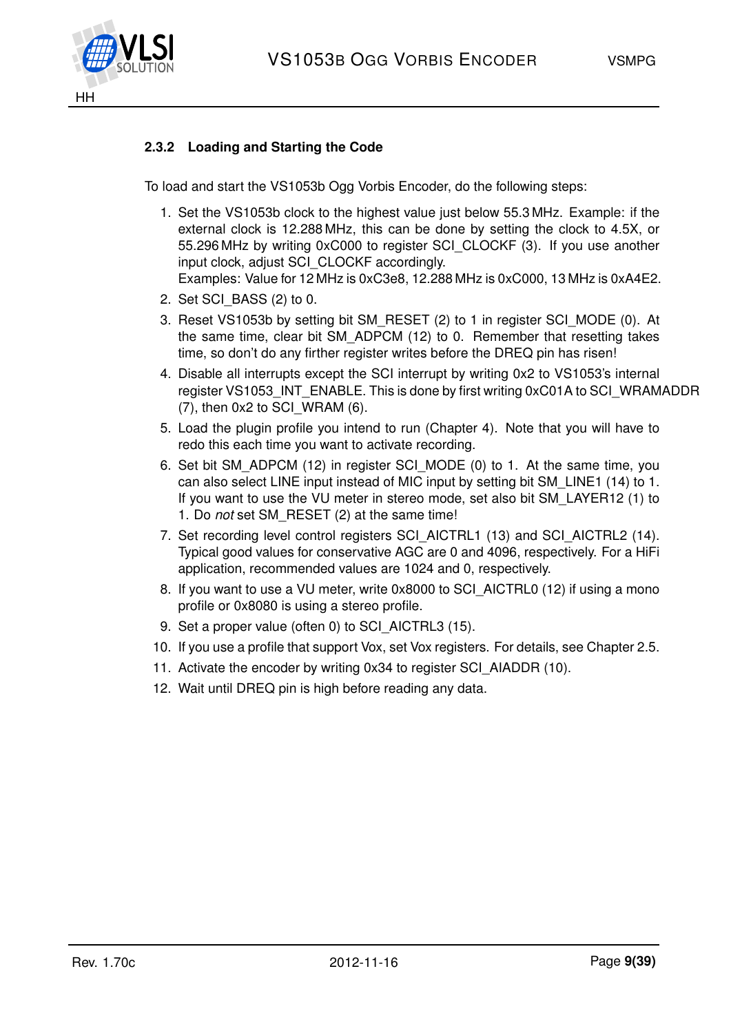### 2.3.2 Loading and Starting the Code

To load and start the VS1053b Ogg Vorbis Encoder, do the following steps:

1. Set the VS1053b clock to the highest value just below 55.3 MHz. Example: if the external clock is 12.288 MHz, this can be done by setting the clock to 4.5X, or 55.296 MHz by writing 0xC000 to register SCI_CLOCKF (3). If you use another input clock, adjust SCI_CLOCKF accordingly.
   Examples: Value for 12 MHz is 0xC3e8, 12.288 MHz is 0xC000, 13 MHz is 0xA4E2.
2. Set SCI_BASS (2) to 0.
3. Reset VS1053b by setting bit SM_RESET (2) to 1 in register SCI_MODE (0). At the same time, clear bit SM_ADPCM (12) to 0. Remember that resetting takes time, so don't do any firther register writes before the DREQ pin has risen!
4. Disable all interrupts except the SCI interrupt by writing 0x2 to VS1053's internal register VS1053_INT_ENABLE. This is done by first writing 0xC01A to SCI_WRAMADDR (7), then 0x2 to SCI_WRAM (6).
5. Load the plugin profile you intend to run (Chapter 4). Note that you will have to redo this each time you want to activate recording.
6. Set bit SM_ADPCM (12) in register SCI_MODE (0) to 1. At the same time, you can also select LINE input instead of MIC input by setting bit SM_LINE1 (14) to 1. If you want to use the VU meter in stereo mode, set also bit SM_LAYER12 (1) to 1. Do *not* set SM_RESET (2) at the same time!
7. Set recording level control registers SCI_AICTRL1 (13) and SCI_AICTRL2 (14). Typical good values for conservative AGC are 0 and 4096, respectively. For a HiFi application, recommended values are 1024 and 0, respectively.
8. If you want to use a VU meter, write 0x8000 to SCI_AICTRL0 (12) if using a mono profile or 0x8080 is using a stereo profile.
9. Set a proper value (often 0) to SCI_AICTRL3 (15).
10. If you use a profile that support Vox, set Vox registers. For details, see Chapter 2.5.
11. Activate the encoder by writing 0x34 to register SCI_AIADDR (10).
12. Wait until DREQ pin is high before reading any data.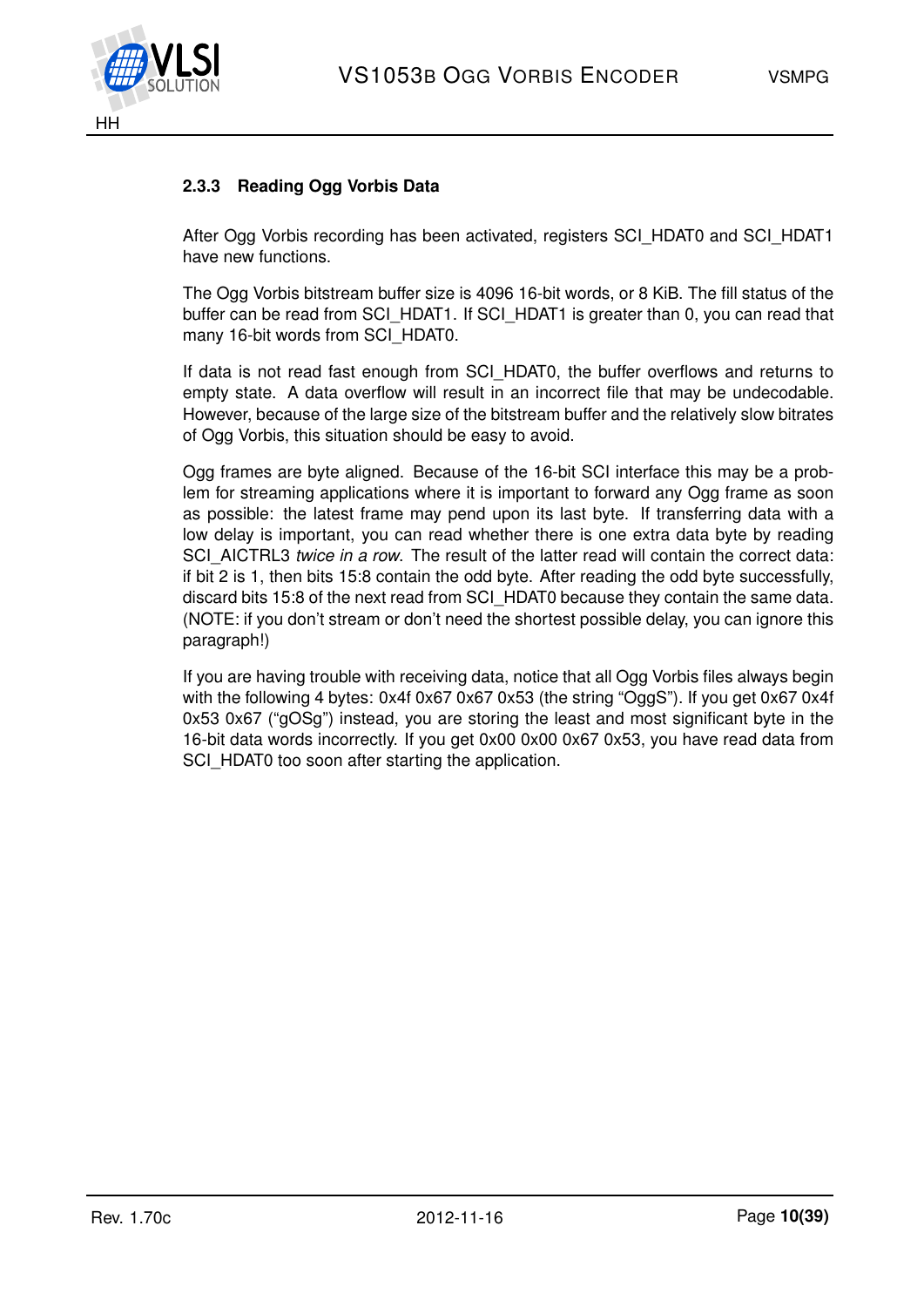### 2.3.3 Reading Ogg Vorbis Data

After Ogg Vorbis recording has been activated, registers SCI_HDAT0 and SCI_HDAT1 have new functions.

The Ogg Vorbis bitstream buffer size is 4096 16-bit words, or 8 KiB. The fill status of the buffer can be read from SCI_HDAT1. If SCI_HDAT1 is greater than 0, you can read that many 16-bit words from SCI_HDAT0.

If data is not read fast enough from SCI_HDAT0, the buffer overflows and returns to empty state. A data overflow will result in an incorrect file that may be undecodable. However, because of the large size of the bitstream buffer and the relatively slow bitrates of Ogg Vorbis, this situation should be easy to avoid.

Ogg frames are byte aligned. Because of the 16-bit SCI interface this may be a problem for streaming applications where it is important to forward any Ogg frame as soon as possible: the latest frame may pend upon its last byte. If transferring data with a low delay is important, you can read whether there is one extra data byte by reading SCI_AICTRL3 *twice in a row*. The result of the latter read will contain the correct data: if bit 2 is 1, then bits 15:8 contain the odd byte. After reading the odd byte successfully, discard bits 15:8 of the next read from SCI_HDAT0 because they contain the same data. (NOTE: if you don't stream or don't need the shortest possible delay, you can ignore this paragraph!)

If you are having trouble with receiving data, notice that all Ogg Vorbis files always begin with the following 4 bytes: 0x4f 0x67 0x67 0x53 (the string "OggS"). If you get 0x67 0x4f 0x53 0x67 ("gOSg") instead, you are storing the least and most significant byte in the 16-bit data words incorrectly. If you get 0x00 0x00 0x67 0x53, you have read data from SCI_HDAT0 too soon after starting the application.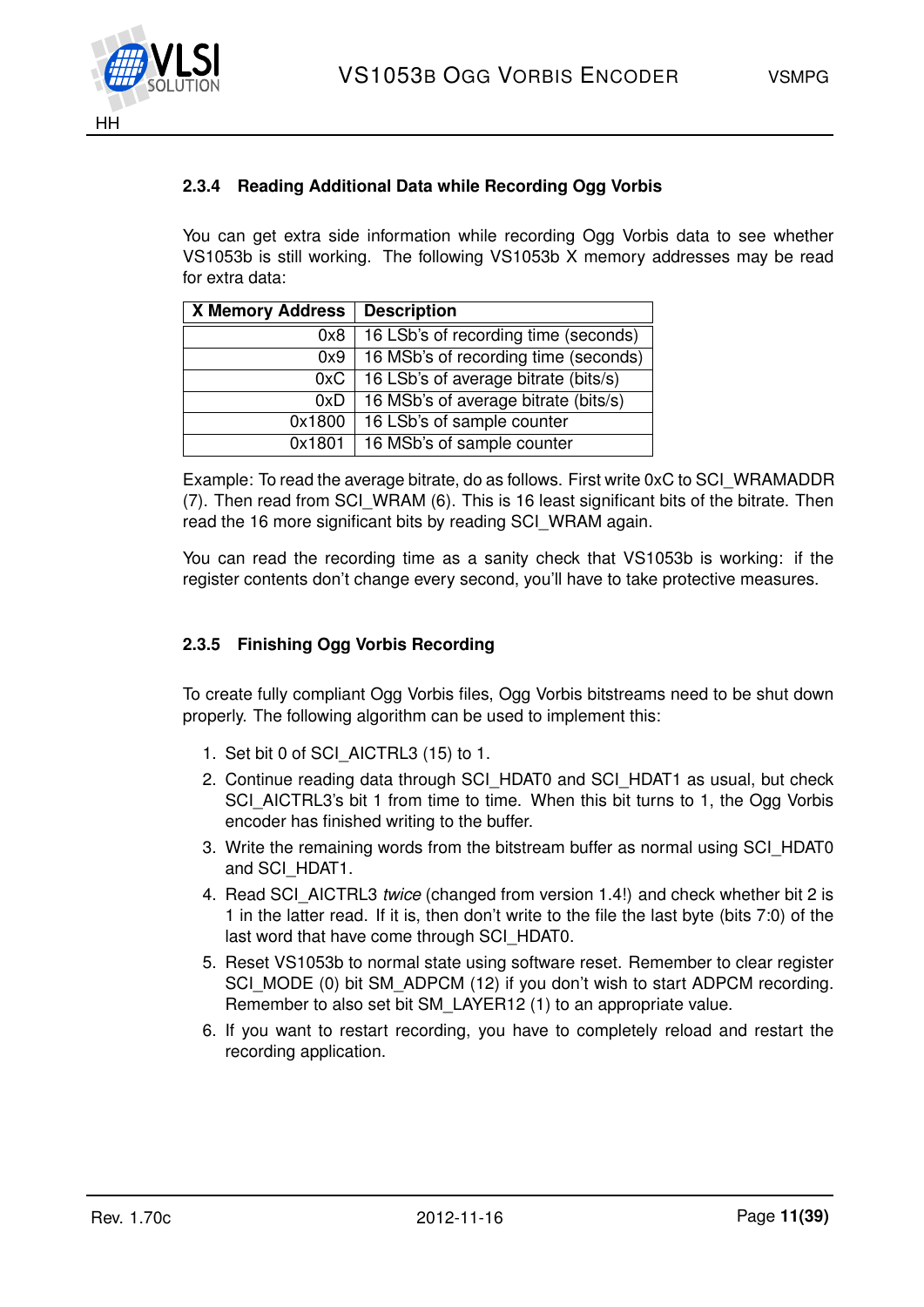### 2.3.4 Reading Additional Data while Recording Ogg Vorbis

You can get extra side information while recording Ogg Vorbis data to see whether VS1053b is still working. The following VS1053b X memory addresses may be read for extra data:

| X Memory Address | Description |
|---:|---|
| 0x8 | 16 LSb's of recording time (seconds) |
| 0x9 | 16 MSb's of recording time (seconds) |
| 0xC | 16 LSb's of average bitrate (bits/s) |
| 0xD | 16 MSb's of average bitrate (bits/s) |
| 0x1800 | 16 LSb's of sample counter |
| 0x1801 | 16 MSb's of sample counter |

Example: To read the average bitrate, do as follows. First write 0xC to SCI_WRAMADDR (7). Then read from SCI_WRAM (6). This is 16 least significant bits of the bitrate. Then read the 16 more significant bits by reading SCI_WRAM again.

You can read the recording time as a sanity check that VS1053b is working: if the register contents don't change every second, you'll have to take protective measures.

### 2.3.5 Finishing Ogg Vorbis Recording

To create fully compliant Ogg Vorbis files, Ogg Vorbis bitstreams need to be shut down properly. The following algorithm can be used to implement this:

1. Set bit 0 of SCI_AICTRL3 (15) to 1.
2. Continue reading data through SCI_HDAT0 and SCI_HDAT1 as usual, but check SCI_AICTRL3's bit 1 from time to time. When this bit turns to 1, the Ogg Vorbis encoder has finished writing to the buffer.
3. Write the remaining words from the bitstream buffer as normal using SCI_HDAT0 and SCI_HDAT1.
4. Read SCI_AICTRL3 *twice* (changed from version 1.4!) and check whether bit 2 is 1 in the latter read. If it is, then don't write to the file the last byte (bits 7:0) of the last word that have come through SCI_HDAT0.
5. Reset VS1053b to normal state using software reset. Remember to clear register SCI_MODE (0) bit SM_ADPCM (12) if you don't wish to start ADPCM recording. Remember to also set bit SM_LAYER12 (1) to an appropriate value.
6. If you want to restart recording, you have to completely reload and restart the recording application.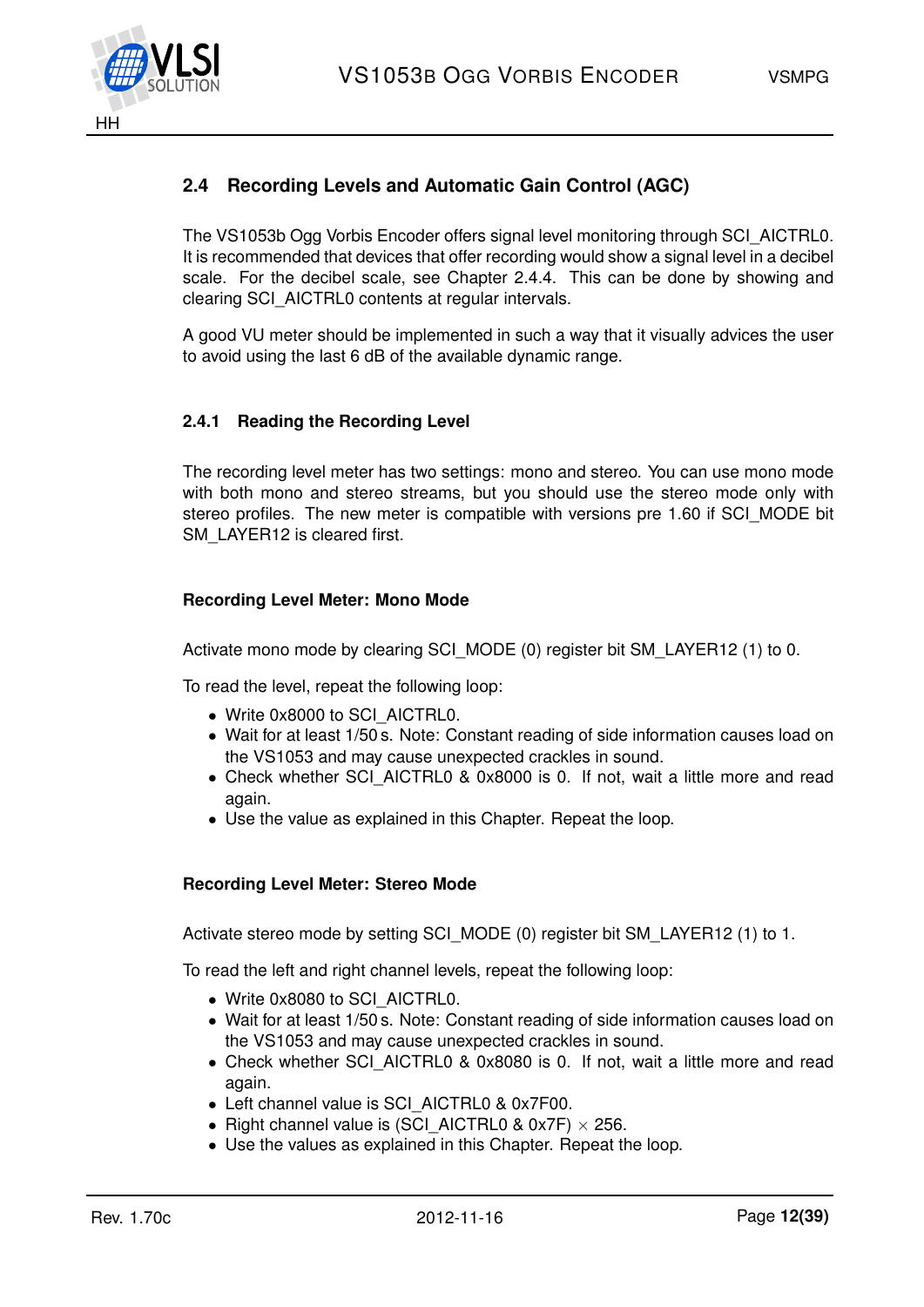## 2.4 Recording Levels and Automatic Gain Control (AGC)

The VS1053b Ogg Vorbis Encoder offers signal level monitoring through SCI_AICTRL0. It is recommended that devices that offer recording would show a signal level in a decibel scale. For the decibel scale, see Chapter 2.4.4. This can be done by showing and clearing SCI_AICTRL0 contents at regular intervals.

A good VU meter should be implemented in such a way that it visually advices the user to avoid using the last 6 dB of the available dynamic range.

### 2.4.1 Reading the Recording Level

The recording level meter has two settings: mono and stereo. You can use mono mode with both mono and stereo streams, but you should use the stereo mode only with stereo profiles. The new meter is compatible with versions pre 1.60 if SCI_MODE bit SM_LAYER12 is cleared first.

#### Recording Level Meter: Mono Mode

Activate mono mode by clearing SCI_MODE (0) register bit SM_LAYER12 (1) to 0.

To read the level, repeat the following loop:

- Write 0x8000 to SCI_AICTRL0.
- Wait for at least 1/50 s. Note: Constant reading of side information causes load on the VS1053 and may cause unexpected crackles in sound.
- Check whether SCI_AICTRL0 & 0x8000 is 0. If not, wait a little more and read again.
- Use the value as explained in this Chapter. Repeat the loop.

#### Recording Level Meter: Stereo Mode

Activate stereo mode by setting SCI_MODE (0) register bit SM_LAYER12 (1) to 1.

To read the left and right channel levels, repeat the following loop:

- Write 0x8080 to SCI_AICTRL0.
- Wait for at least 1/50 s. Note: Constant reading of side information causes load on the VS1053 and may cause unexpected crackles in sound.
- Check whether SCI_AICTRL0 & 0x8080 is 0. If not, wait a little more and read again.
- Left channel value is SCI_AICTRL0 & 0x7F00.
- Right channel value is (SCI_AICTRL0 & 0x7F) $\times$ 256.
- Use the values as explained in this Chapter. Repeat the loop.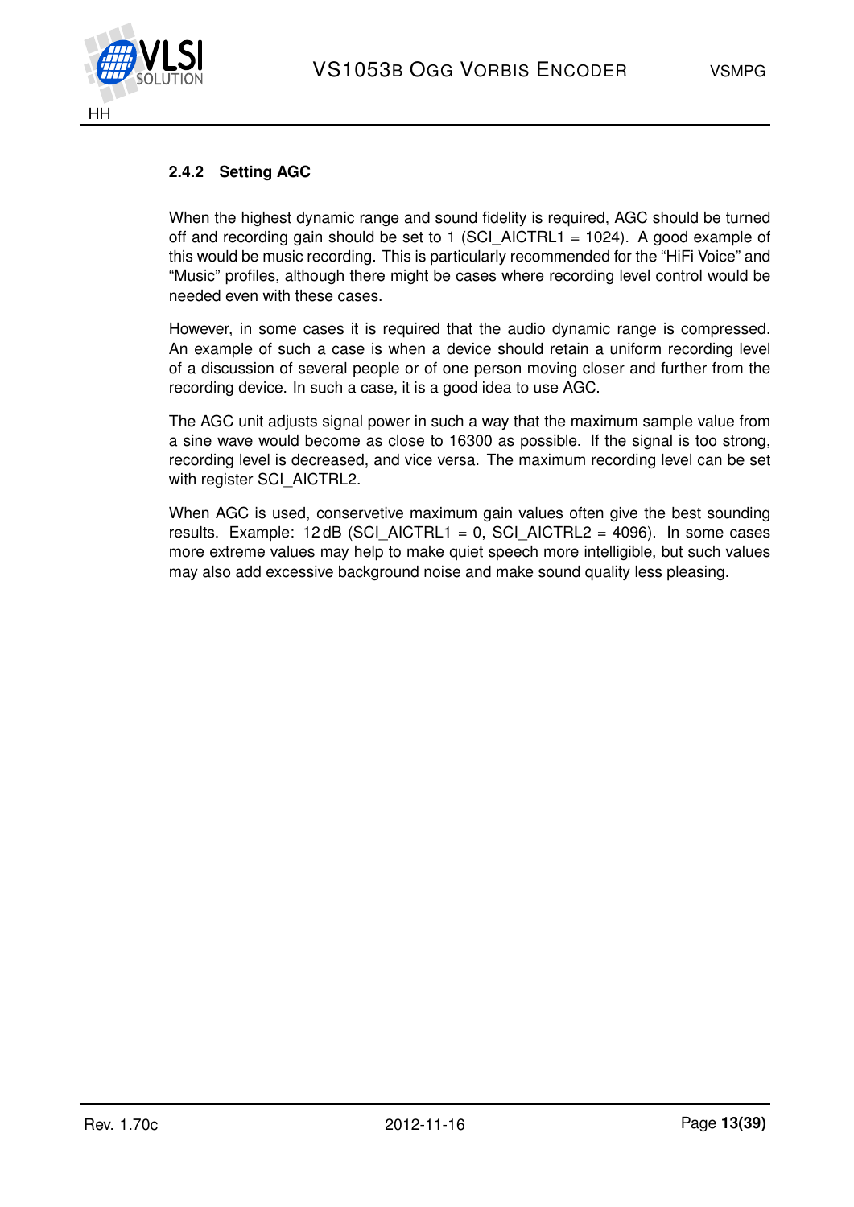### 2.4.2 Setting AGC

When the highest dynamic range and sound fidelity is required, AGC should be turned off and recording gain should be set to 1 (SCI_AICTRL1 = 1024). A good example of this would be music recording. This is particularly recommended for the “HiFi Voice” and “Music” profiles, although there might be cases where recording level control would be needed even with these cases.

However, in some cases it is required that the audio dynamic range is compressed. An example of such a case is when a device should retain a uniform recording level of a discussion of several people or of one person moving closer and further from the recording device. In such a case, it is a good idea to use AGC.

The AGC unit adjusts signal power in such a way that the maximum sample value from a sine wave would become as close to 16300 as possible. If the signal is too strong, recording level is decreased, and vice versa. The maximum recording level can be set with register SCI_AICTRL2.

When AGC is used, conservetive maximum gain values often give the best sounding results. Example: 12 dB (SCI_AICTRL1 = 0, SCI_AICTRL2 = 4096). In some cases more extreme values may help to make quiet speech more intelligible, but such values may also add excessive background noise and make sound quality less pleasing.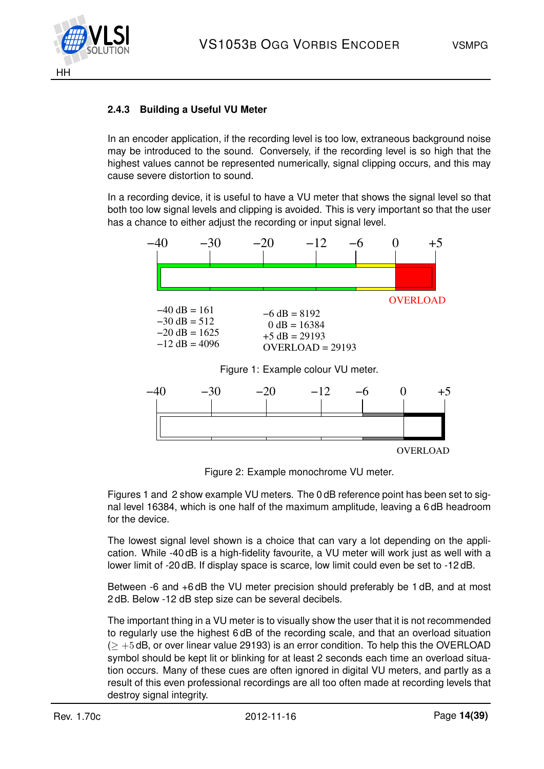### 2.4.3 Building a Useful VU Meter

In an encoder application, if the recording level is too low, extraneous background noise may be introduced to the sound. Conversely, if the recording level is so high that the highest values cannot be represented numerically, signal clipping occurs, and this may cause severe distortion to sound.

In a recording device, it is useful to have a VU meter that shows the signal level so that both too low signal levels and clipping is avoided. This is very important so that the user has a chance to either adjust the recording or input signal level.

−40 −30 −20 −12 −6 0 +5

OVERLOAD

−40 dB = 161
−30 dB = 512
−20 dB = 1625
−12 dB = 4096

−6 dB = 8192
0 dB = 16384
+5 dB = 29193
OVERLOAD = 29193

Figure 1: Example colour VU meter.

−40 −30 −20 −12 −6 0 +5

OVERLOAD

Figure 2: Example monochrome VU meter.

Figures 1 and 2 show example VU meters. The 0 dB reference point has been set to signal level 16384, which is one half of the maximum amplitude, leaving a 6 dB headroom for the device.

The lowest signal level shown is a choice that can vary a lot depending on the application. While -40 dB is a high-fidelity favourite, a VU meter will work just as well with a lower limit of -20 dB. If display space is scarce, low limit could even be set to -12 dB.

Between -6 and +6 dB the VU meter precision should preferably be 1 dB, and at most 2 dB. Below -12 dB step size can be several decibels.

The important thing in a VU meter is to visually show the user that it is not recommended to regularly use the highest 6 dB of the recording scale, and that an overload situation ($\geq +5$ dB, or over linear value 29193) is an error condition. To help this the OVERLOAD symbol should be kept lit or blinking for at least 2 seconds each time an overload situation occurs. Many of these cues are often ignored in digital VU meters, and partly as a result of this even professional recordings are all too often made at recording levels that destroy signal integrity.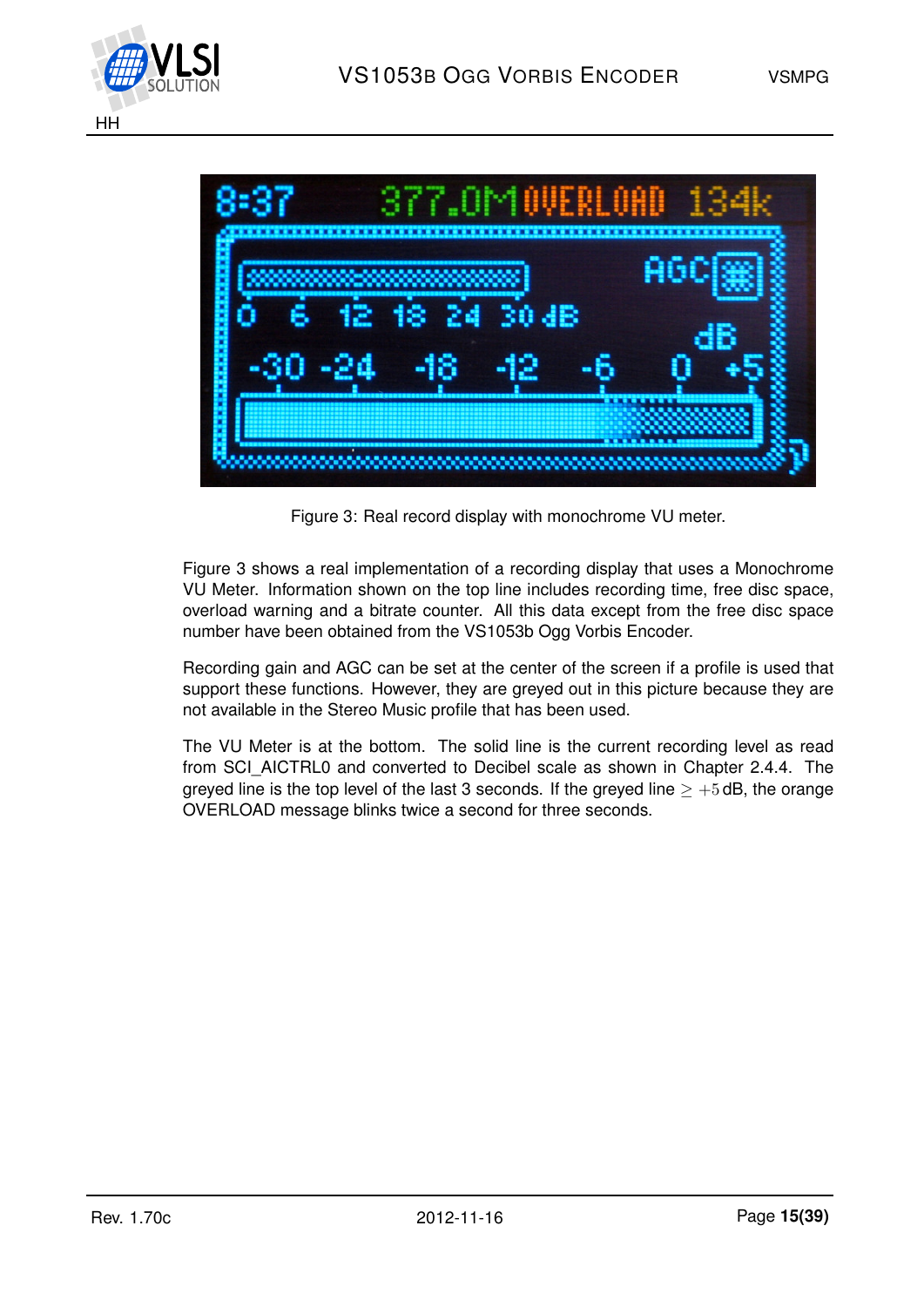Figure 3: Real record display with monochrome VU meter.

Figure 3 shows a real implementation of a recording display that uses a Monochrome VU Meter. Information shown on the top line includes recording time, free disc space, overload warning and a bitrate counter. All this data except from the free disc space number have been obtained from the VS1053b Ogg Vorbis Encoder.

Recording gain and AGC can be set at the center of the screen if a profile is used that support these functions. However, they are greyed out in this picture because they are not available in the Stereo Music profile that has been used.

The VU Meter is at the bottom. The solid line is the current recording level as read from SCI_AICTRL0 and converted to Decibel scale as shown in Chapter 2.4.4. The greyed line is the top level of the last 3 seconds. If the greyed line $\geq +5$ dB, the orange OVERLOAD message blinks twice a second for three seconds.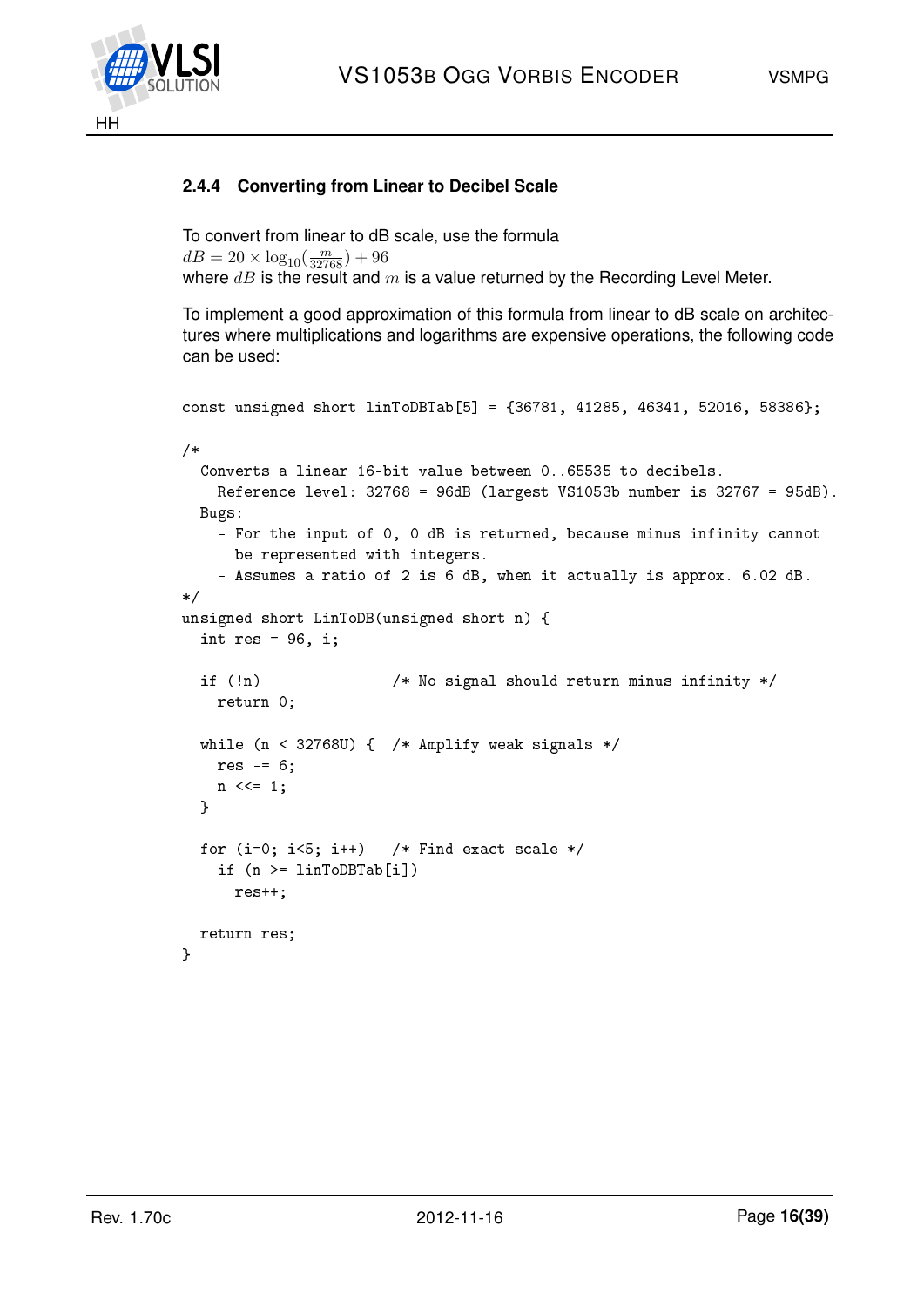### 2.4.4 Converting from Linear to Decibel Scale

To convert from linear to dB scale, use the formula
$dB = 20 \times \log_{10}(\frac{m}{32768}) + 96$
where $dB$ is the result and $m$ is a value returned by the Recording Level Meter.

To implement a good approximation of this formula from linear to dB scale on architectures where multiplications and logarithms are expensive operations, the following code can be used:

```
const unsigned short linToDBTab[5] = {36781, 41285, 46341, 52016, 58386};

/*
  Converts a linear 16-bit value between 0..65535 to decibels.
    Reference level: 32768 = 96dB (largest VS1053b number is 32767 = 95dB).
  Bugs:
    - For the input of 0, 0 dB is returned, because minus infinity cannot
      be represented with integers.
    - Assumes a ratio of 2 is 6 dB, when it actually is approx. 6.02 dB.
*/
unsigned short LinToDB(unsigned short n) {
  int res = 96, i;

  if (!n)               /* No signal should return minus infinity */
    return 0;

  while (n < 32768U) {  /* Amplify weak signals */
    res -= 6;
    n <<= 1;
  }

  for (i=0; i<5; i++)   /* Find exact scale */
    if (n >= linToDBTab[i])
      res++;

  return res;
}
```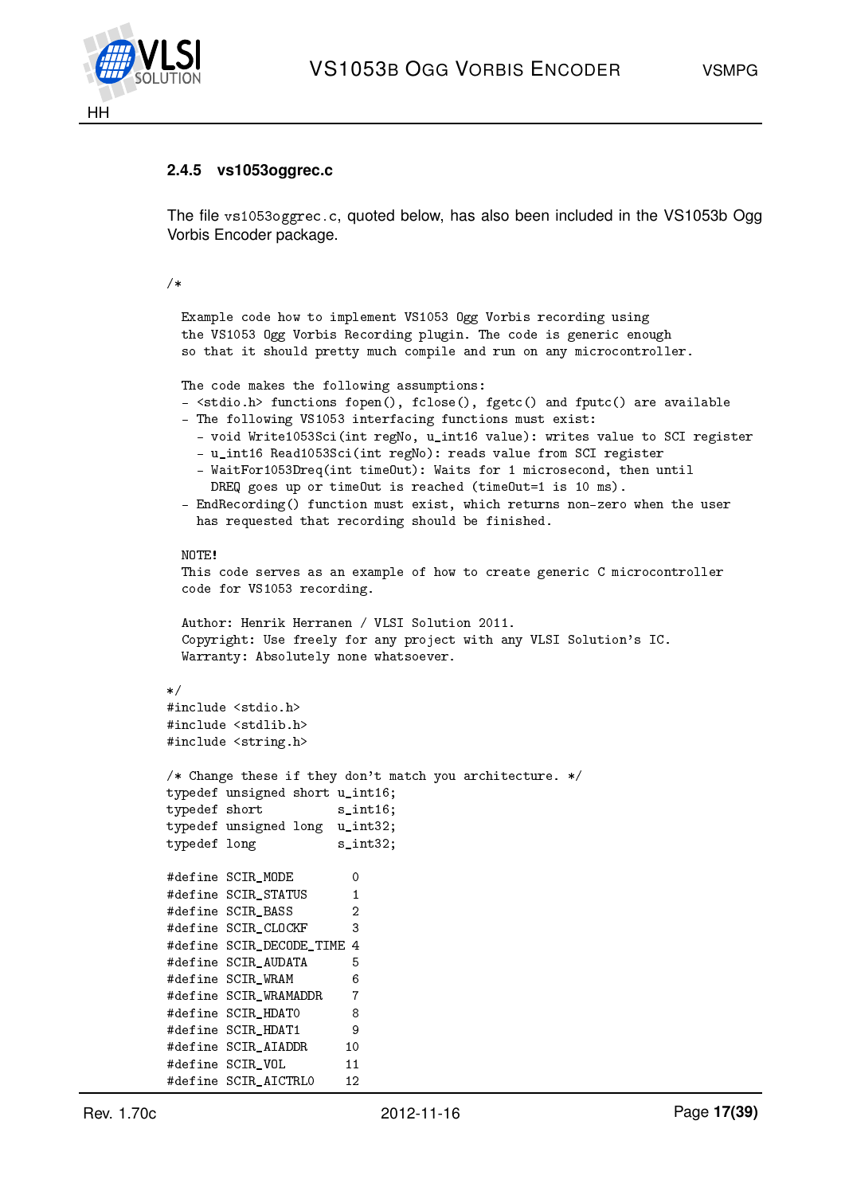### 2.4.5 vs1053oggrec.c

The file `vs1053oggrec.c`, quoted below, has also been included in the VS1053b Ogg Vorbis Encoder package.

```
/*

  Example code how to implement VS1053 Ogg Vorbis recording using
  the VS1053 Ogg Vorbis Recording plugin. The code is generic enough
  so that it should pretty much compile and run on any microcontroller.

  The code makes the following assumptions:
  - <stdio.h> functions fopen(), fclose(), fgetc() and fputc() are available
  - The following VS1053 interfacing functions must exist:
    - void Write1053Sci(int regNo, u_int16 value): writes value to SCI register
    - u_int16 Read1053Sci(int regNo): reads value from SCI register
    - WaitFor1053Dreq(int timeOut): Waits for 1 microsecond, then until
      DREQ goes up or timeOut is reached (timeOut=1 is 10 ms).
  - EndRecording() function must exist, which returns non-zero when the user
    has requested that recording should be finished.

  NOTE!
  This code serves as an example of how to create generic C microcontroller
  code for VS1053 recording.

  Author: Henrik Herranen / VLSI Solution 2011.
  Copyright: Use freely for any project with any VLSI Solution's IC.
  Warranty: Absolutely none whatsoever.

*/
#include <stdio.h>
#include <stdlib.h>
#include <string.h>

/* Change these if they don't match you architecture. */
typedef unsigned short u_int16;
typedef short          s_int16;
typedef unsigned long  u_int32;
typedef long           s_int32;

#define SCIR_MODE        0
#define SCIR_STATUS      1
#define SCIR_BASS        2
#define SCIR_CLOCKF      3
#define SCIR_DECODE_TIME 4
#define SCIR_AUDATA      5
#define SCIR_WRAM        6
#define SCIR_WRAMADDR    7
#define SCIR_HDAT0       8
#define SCIR_HDAT1       9
#define SCIR_AIADDR     10
#define SCIR_VOL        11
#define SCIR_AICTRL0    12
```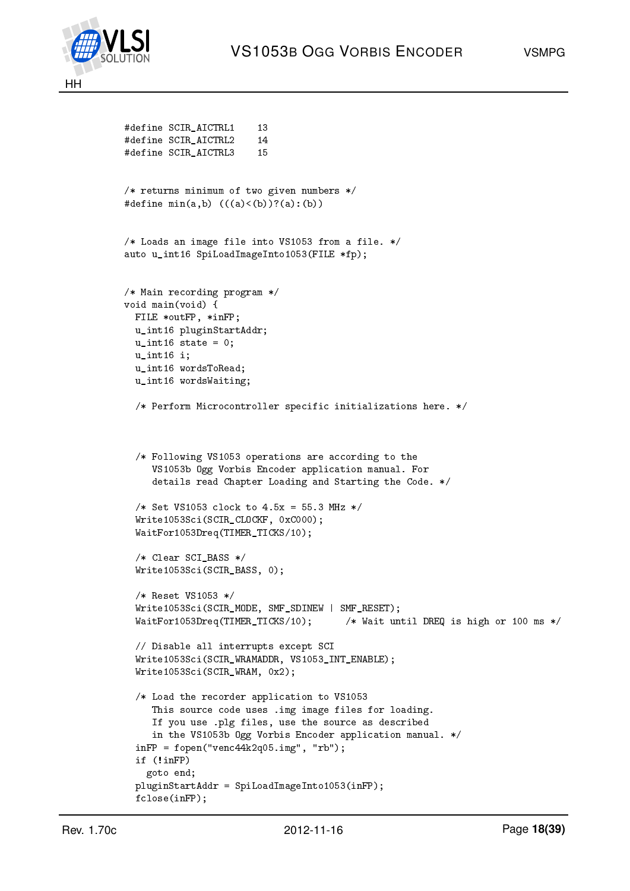```
#define SCIR_AICTRL1    13
#define SCIR_AICTRL2    14
#define SCIR_AICTRL3    15


/* returns minimum of two given numbers */
#define min(a,b) (((a)<(b))?(a):(b))


/* Loads an image file into VS1053 from a file. */
auto u_int16 SpiLoadImageInto1053(FILE *fp);


/* Main recording program */
void main(void) {
  FILE *outFP, *inFP;
  u_int16 pluginStartAddr;
  u_int16 state = 0;
  u_int16 i;
  u_int16 wordsToRead;
  u_int16 wordsWaiting;

  /* Perform Microcontroller specific initializations here. */



  /* Following VS1053 operations are according to the
     VS1053b Ogg Vorbis Encoder application manual. For
     details read Chapter Loading and Starting the Code. */

  /* Set VS1053 clock to 4.5x = 55.3 MHz */
  Write1053Sci(SCIR_CLOCKF, 0xC000);
  WaitFor1053Dreq(TIMER_TICKS/10);

  /* Clear SCI_BASS */
  Write1053Sci(SCIR_BASS, 0);

  /* Reset VS1053 */
  Write1053Sci(SCIR_MODE, SMF_SDINEW | SMF_RESET);
  WaitFor1053Dreq(TIMER_TICKS/10);      /* Wait until DREQ is high or 100 ms */

  // Disable all interrupts except SCI
  Write1053Sci(SCIR_WRAMADDR, VS1053_INT_ENABLE);
  Write1053Sci(SCIR_WRAM, 0x2);

  /* Load the recorder application to VS1053
     This source code uses .img image files for loading.
     If you use .plg files, use the source as described
     in the VS1053b Ogg Vorbis Encoder application manual. */
  inFP = fopen("venc44k2q05.img", "rb");
  if (!inFP)
    goto end;
  pluginStartAddr = SpiLoadImageInto1053(inFP);
  fclose(inFP);
```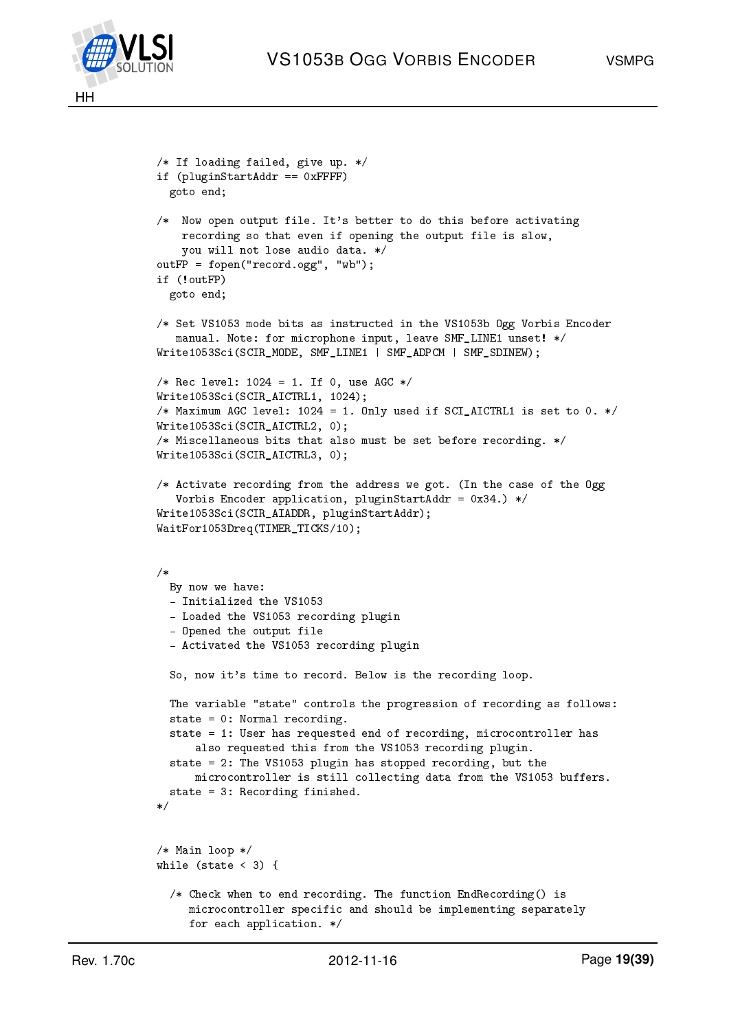```
/* If loading failed, give up. */
if (pluginStartAddr == 0xFFFF)
  goto end;

/*  Now open output file. It's better to do this before activating
    recording so that even if opening the output file is slow,
    you will not lose audio data. */
outFP = fopen("record.ogg", "wb");
if (!outFP)
  goto end;

/* Set VS1053 mode bits as instructed in the VS1053b Ogg Vorbis Encoder
   manual. Note: for microphone input, leave SMF_LINE1 unset! */
Write1053Sci(SCIR_MODE, SMF_LINE1 | SMF_ADPCM | SMF_SDINEW);

/* Rec level: 1024 = 1. If 0, use AGC */
Write1053Sci(SCIR_AICTRL1, 1024);
/* Maximum AGC level: 1024 = 1. Only used if SCI_AICTRL1 is set to 0. */
Write1053Sci(SCIR_AICTRL2, 0);
/* Miscellaneous bits that also must be set before recording. */
Write1053Sci(SCIR_AICTRL3, 0);

/* Activate recording from the address we got. (In the case of the Ogg
   Vorbis Encoder application, pluginStartAddr = 0x34.) */
Write1053Sci(SCIR_AIADDR, pluginStartAddr);
WaitFor1053Dreq(TIMER_TICKS/10);


/*
  By now we have:
  - Initialized the VS1053
  - Loaded the VS1053 recording plugin
  - Opened the output file
  - Activated the VS1053 recording plugin

  So, now it's time to record. Below is the recording loop.

  The variable "state" controls the progression of recording as follows:
  state = 0: Normal recording.
  state = 1: User has requested end of recording, microcontroller has
      also requested this from the VS1053 recording plugin.
  state = 2: The VS1053 plugin has stopped recording, but the
      microcontroller is still collecting data from the VS1053 buffers.
  state = 3: Recording finished.
*/


/* Main loop */
while (state < 3) {

  /* Check when to end recording. The function EndRecording() is
     microcontroller specific and should be implementing separately
     for each application. */
```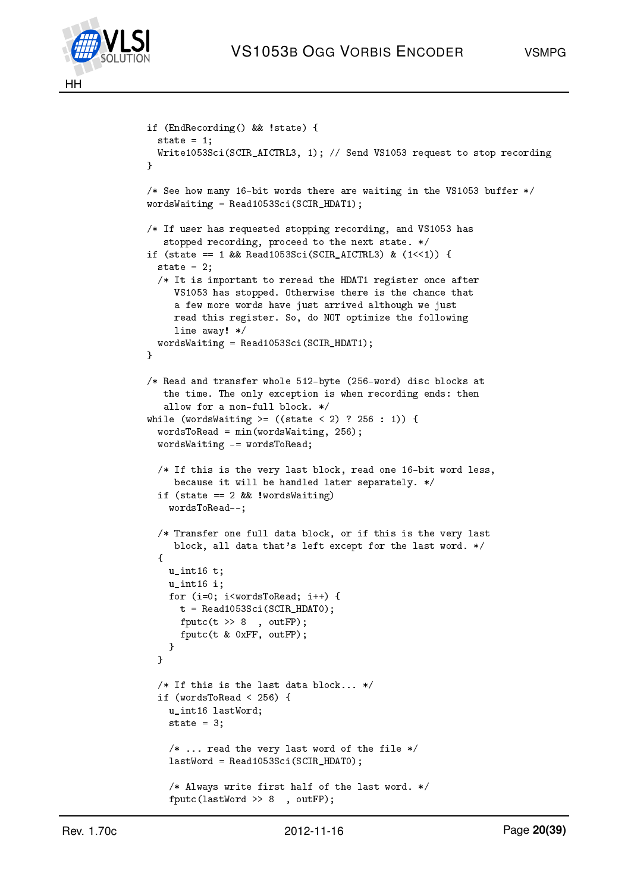```
if (EndRecording() && !state) {
  state = 1;
  Write1053Sci(SCIR_AICTRL3, 1); // Send VS1053 request to stop recording
}

/* See how many 16-bit words there are waiting in the VS1053 buffer */
wordsWaiting = Read1053Sci(SCIR_HDAT1);

/* If user has requested stopping recording, and VS1053 has
   stopped recording, proceed to the next state. */
if (state == 1 && Read1053Sci(SCIR_AICTRL3) & (1<<1)) {
  state = 2;
  /* It is important to reread the HDAT1 register once after
     VS1053 has stopped. Otherwise there is the chance that
     a few more words have just arrived although we just
     read this register. So, do NOT optimize the following
     line away! */
  wordsWaiting = Read1053Sci(SCIR_HDAT1);
}

/* Read and transfer whole 512-byte (256-word) disc blocks at
   the time. The only exception is when recording ends: then
   allow for a non-full block. */
while (wordsWaiting >= ((state < 2) ? 256 : 1)) {
  wordsToRead = min(wordsWaiting, 256);
  wordsWaiting -= wordsToRead;

  /* If this is the very last block, read one 16-bit word less,
     because it will be handled later separately. */
  if (state == 2 && !wordsWaiting)
    wordsToRead--;

  /* Transfer one full data block, or if this is the very last
     block, all data that's left except for the last word. */
  {
    u_int16 t;
    u_int16 i;
    for (i=0; i<wordsToRead; i++) {
      t = Read1053Sci(SCIR_HDAT0);
      fputc(t >> 8  , outFP);
      fputc(t & 0xFF, outFP);
    }
  }

  /* If this is the last data block... */
  if (wordsToRead < 256) {
    u_int16 lastWord;
    state = 3;

    /* ... read the very last word of the file */
    lastWord = Read1053Sci(SCIR_HDAT0);

    /* Always write first half of the last word. */
    fputc(lastWord >> 8  , outFP);
```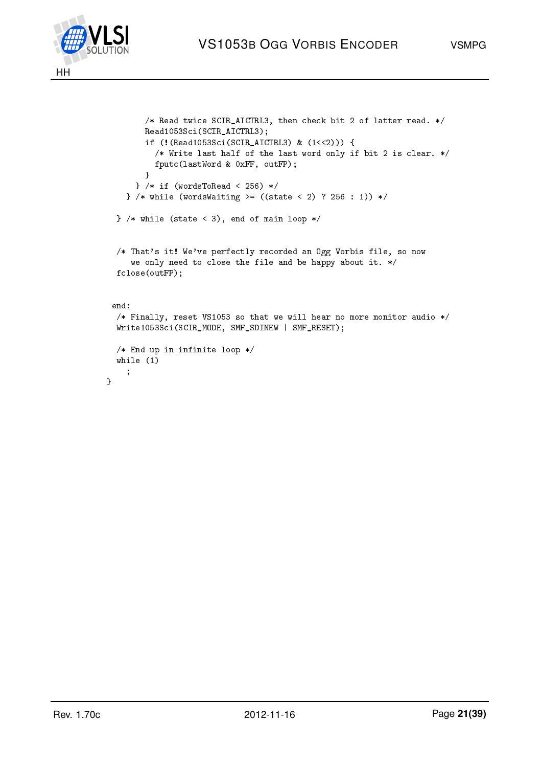```
        /* Read twice SCIR_AICTRL3, then check bit 2 of latter read. */
        Read1053Sci(SCIR_AICTRL3);
        if (!(Read1053Sci(SCIR_AICTRL3) & (1<<2))) {
          /* Write last half of the last word only if bit 2 is clear. */
          fputc(lastWord & 0xFF, outFP);
        }
      } /* if (wordsToRead < 256) */
    } /* while (wordsWaiting >= ((state < 2) ? 256 : 1)) */

  } /* while (state < 3), end of main loop */


  /* That's it! We've perfectly recorded an Ogg Vorbis file, so now
     we only need to close the file and be happy about it. */
  fclose(outFP);


 end:
  /* Finally, reset VS1053 so that we will hear no more monitor audio */
  Write1053Sci(SCIR_MODE, SMF_SDINEW | SMF_RESET);

  /* End up in infinite loop */
  while (1)
    ;
}
```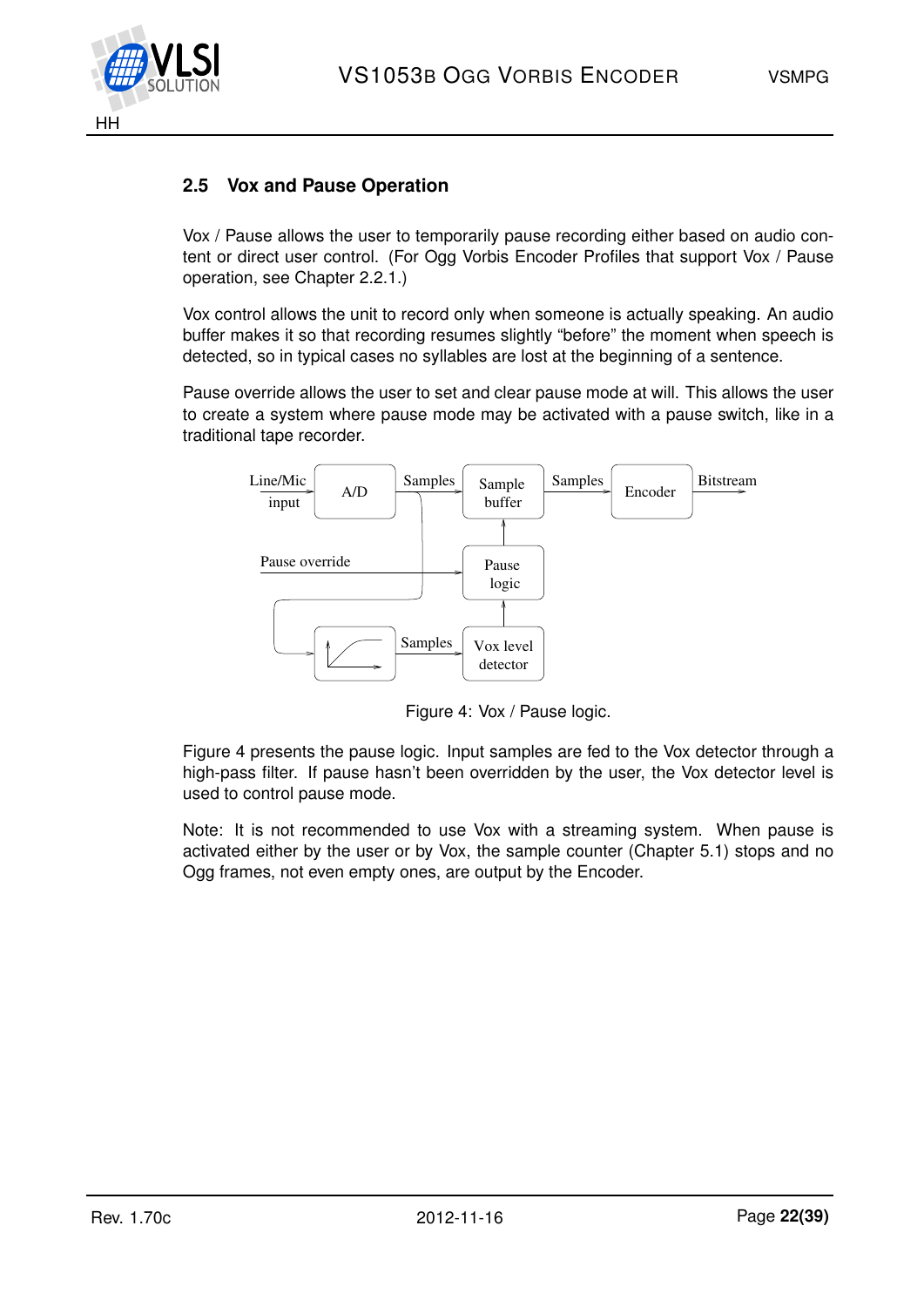## 2.5 Vox and Pause Operation

Vox / Pause allows the user to temporarily pause recording either based on audio content or direct user control. (For Ogg Vorbis Encoder Profiles that support Vox / Pause operation, see Chapter 2.2.1.)

Vox control allows the unit to record only when someone is actually speaking. An audio buffer makes it so that recording resumes slightly "before" the moment when speech is detected, so in typical cases no syllables are lost at the beginning of a sentence.

Pause override allows the user to set and clear pause mode at will. This allows the user to create a system where pause mode may be activated with a pause switch, like in a traditional tape recorder.

Figure 4: Vox / Pause logic.

Figure 4 presents the pause logic. Input samples are fed to the Vox detector through a high-pass filter. If pause hasn't been overridden by the user, the Vox detector level is used to control pause mode.

Note: It is not recommended to use Vox with a streaming system. When pause is activated either by the user or by Vox, the sample counter (Chapter 5.1) stops and no Ogg frames, not even empty ones, are output by the Encoder.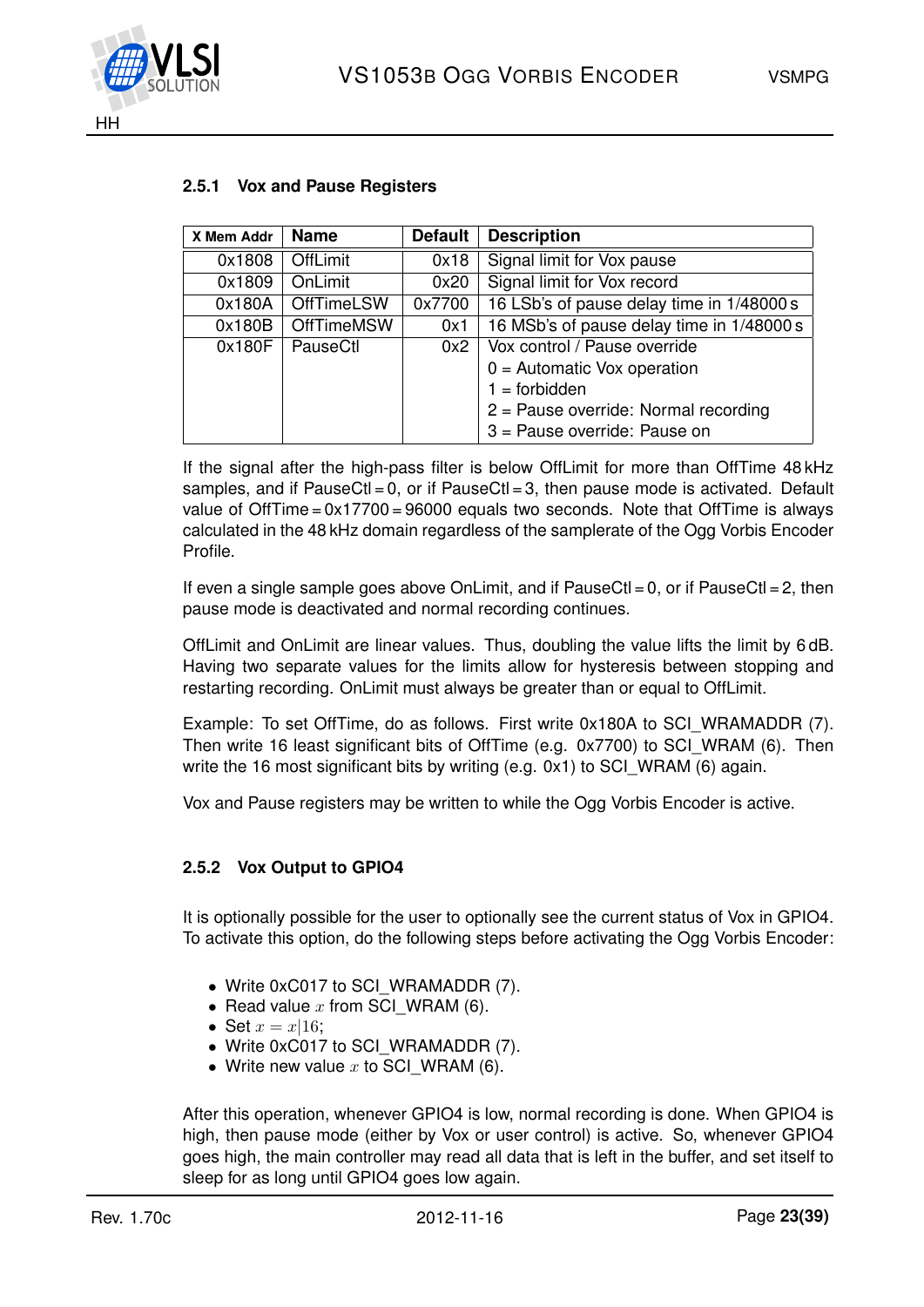### 2.5.1 Vox and Pause Registers

| X Mem Addr | Name | Default | Description |
|---|---|---|---|
| 0x1808 | OffLimit | 0x18 | Signal limit for Vox pause |
| 0x1809 | OnLimit | 0x20 | Signal limit for Vox record |
| 0x180A | OffTimeLSW | 0x7700 | 16 LSb's of pause delay time in 1/48000 s |
| 0x180B | OffTimeMSW | 0x1 | 16 MSb's of pause delay time in 1/48000 s |
| 0x180F | PauseCtl | 0x2 | Vox control / Pause override<br>0 = Automatic Vox operation<br>1 = forbidden<br>2 = Pause override: Normal recording<br>3 = Pause override: Pause on |

If the signal after the high-pass filter is below OffLimit for more than OffTime 48 kHz samples, and if PauseCtl = 0, or if PauseCtl = 3, then pause mode is activated. Default value of OffTime = 0x17700 = 96000 equals two seconds. Note that OffTime is always calculated in the 48 kHz domain regardless of the samplerate of the Ogg Vorbis Encoder Profile.

If even a single sample goes above OnLimit, and if PauseCtl = 0, or if PauseCtl = 2, then pause mode is deactivated and normal recording continues.

OffLimit and OnLimit are linear values. Thus, doubling the value lifts the limit by 6 dB. Having two separate values for the limits allow for hysteresis between stopping and restarting recording. OnLimit must always be greater than or equal to OffLimit.

Example: To set OffTime, do as follows. First write 0x180A to SCI_WRAMADDR (7). Then write 16 least significant bits of OffTime (e.g. 0x7700) to SCI_WRAM (6). Then write the 16 most significant bits by writing (e.g. 0x1) to SCI_WRAM (6) again.

Vox and Pause registers may be written to while the Ogg Vorbis Encoder is active.

### 2.5.2 Vox Output to GPIO4

It is optionally possible for the user to optionally see the current status of Vox in GPIO4. To activate this option, do the following steps before activating the Ogg Vorbis Encoder:

- Write 0xC017 to SCI_WRAMADDR (7).
- Read value $x$ from SCI_WRAM (6).
- Set $x = x|16$;
- Write 0xC017 to SCI_WRAMADDR (7).
- Write new value $x$ to SCI_WRAM (6).

After this operation, whenever GPIO4 is low, normal recording is done. When GPIO4 is high, then pause mode (either by Vox or user control) is active. So, whenever GPIO4 goes high, the main controller may read all data that is left in the buffer, and set itself to sleep for as long until GPIO4 goes low again.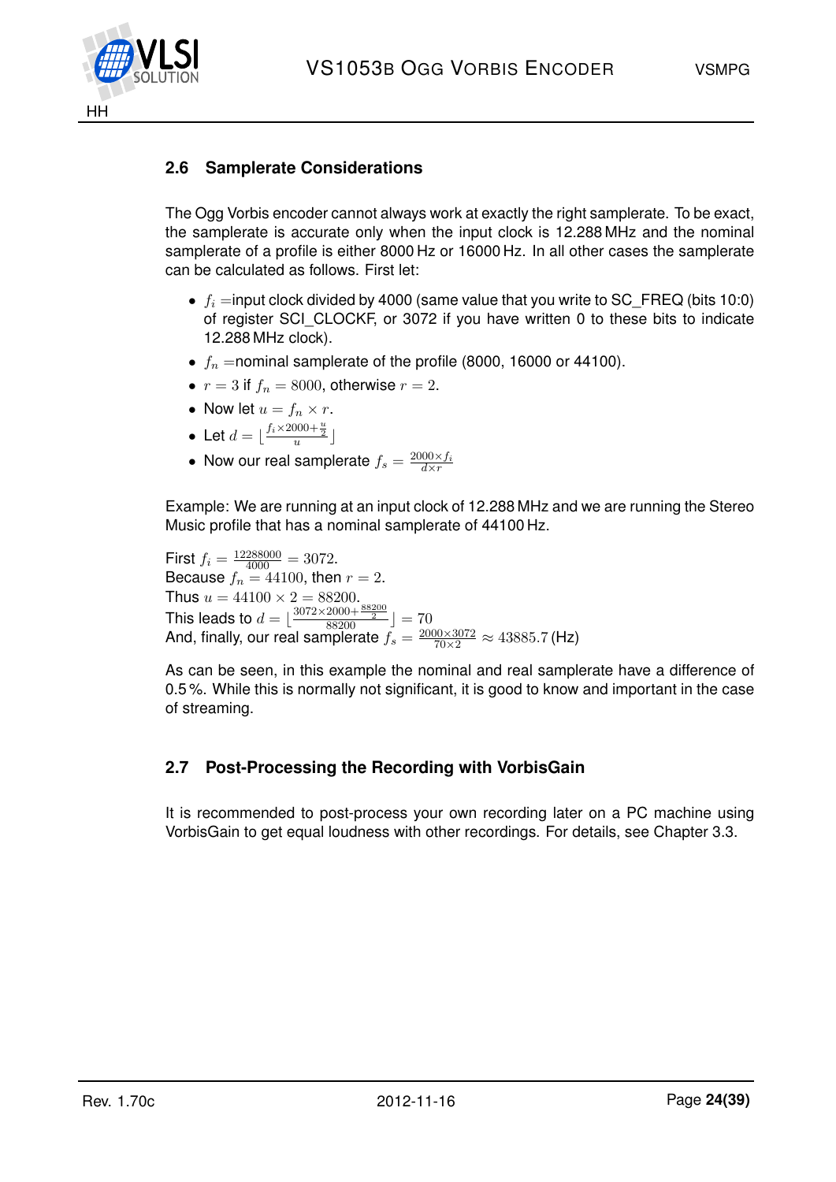## 2.6 Samplerate Considerations

The Ogg Vorbis encoder cannot always work at exactly the right samplerate. To be exact, the samplerate is accurate only when the input clock is 12.288 MHz and the nominal samplerate of a profile is either 8000 Hz or 16000 Hz. In all other cases the samplerate can be calculated as follows. First let:

- $f_i$ =input clock divided by 4000 (same value that you write to SC_FREQ (bits 10:0) of register SCI_CLOCKF, or 3072 if you have written 0 to these bits to indicate 12.288 MHz clock).
- $f_n$ =nominal samplerate of the profile (8000, 16000 or 44100).
- $r = 3$ if $f_n = 8000$, otherwise $r = 2$.
- Now let $u = f_n \times r$.
- Let $d = \lfloor \frac{f_i \times 2000 + \frac{u}{2}}{u} \rfloor$
- Now our real samplerate $f_s = \frac{2000 \times f_i}{d \times r}$

Example: We are running at an input clock of 12.288 MHz and we are running the Stereo Music profile that has a nominal samplerate of 44100 Hz.

First $f_i = \frac{12288000}{4000} = 3072$.
Because $f_n = 44100$, then $r = 2$.
Thus $u = 44100 \times 2 = 88200$.
This leads to $d = \lfloor \frac{3072 \times 2000 + \frac{88200}{2}}{88200} \rfloor = 70$
And, finally, our real samplerate $f_s = \frac{2000 \times 3072}{70 \times 2} \approx 43885.7$ (Hz)

As can be seen, in this example the nominal and real samplerate have a difference of 0.5 %. While this is normally not significant, it is good to know and important in the case of streaming.

## 2.7 Post-Processing the Recording with VorbisGain

It is recommended to post-process your own recording later on a PC machine using VorbisGain to get equal loudness with other recordings. For details, see Chapter 3.3.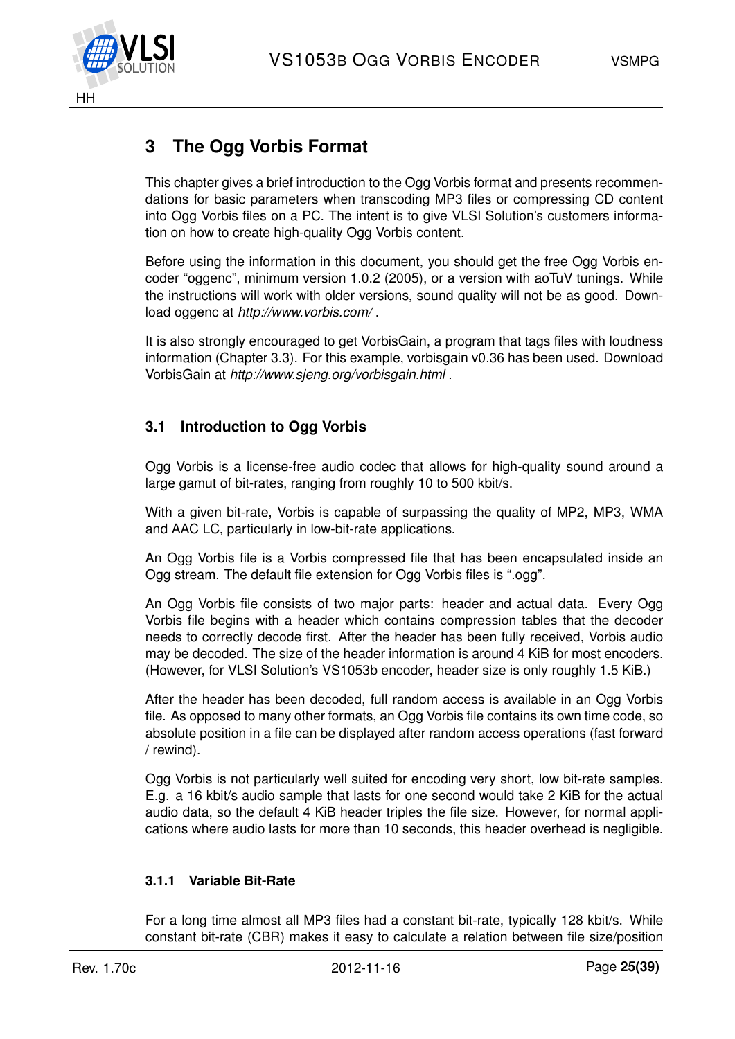# 3 The Ogg Vorbis Format

This chapter gives a brief introduction to the Ogg Vorbis format and presents recommendations for basic parameters when transcoding MP3 files or compressing CD content into Ogg Vorbis files on a PC. The intent is to give VLSI Solution's customers information on how to create high-quality Ogg Vorbis content.

Before using the information in this document, you should get the free Ogg Vorbis encoder "oggenc", minimum version 1.0.2 (2005), or a version with aoTuV tunings. While the instructions will work with older versions, sound quality will not be as good. Download oggenc at *http://www.vorbis.com/* .

It is also strongly encouraged to get VorbisGain, a program that tags files with loudness information (Chapter 3.3). For this example, vorbisgain v0.36 has been used. Download VorbisGain at *http://www.sjeng.org/vorbisgain.html* .

## 3.1 Introduction to Ogg Vorbis

Ogg Vorbis is a license-free audio codec that allows for high-quality sound around a large gamut of bit-rates, ranging from roughly 10 to 500 kbit/s.

With a given bit-rate, Vorbis is capable of surpassing the quality of MP2, MP3, WMA and AAC LC, particularly in low-bit-rate applications.

An Ogg Vorbis file is a Vorbis compressed file that has been encapsulated inside an Ogg stream. The default file extension for Ogg Vorbis files is ".ogg".

An Ogg Vorbis file consists of two major parts: header and actual data. Every Ogg Vorbis file begins with a header which contains compression tables that the decoder needs to correctly decode first. After the header has been fully received, Vorbis audio may be decoded. The size of the header information is around 4 KiB for most encoders. (However, for VLSI Solution's VS1053b encoder, header size is only roughly 1.5 KiB.)

After the header has been decoded, full random access is available in an Ogg Vorbis file. As opposed to many other formats, an Ogg Vorbis file contains its own time code, so absolute position in a file can be displayed after random access operations (fast forward / rewind).

Ogg Vorbis is not particularly well suited for encoding very short, low bit-rate samples. E.g. a 16 kbit/s audio sample that lasts for one second would take 2 KiB for the actual audio data, so the default 4 KiB header triples the file size. However, for normal applications where audio lasts for more than 10 seconds, this header overhead is negligible.

### 3.1.1 Variable Bit-Rate

For a long time almost all MP3 files had a constant bit-rate, typically 128 kbit/s. While constant bit-rate (CBR) makes it easy to calculate a relation between file size/position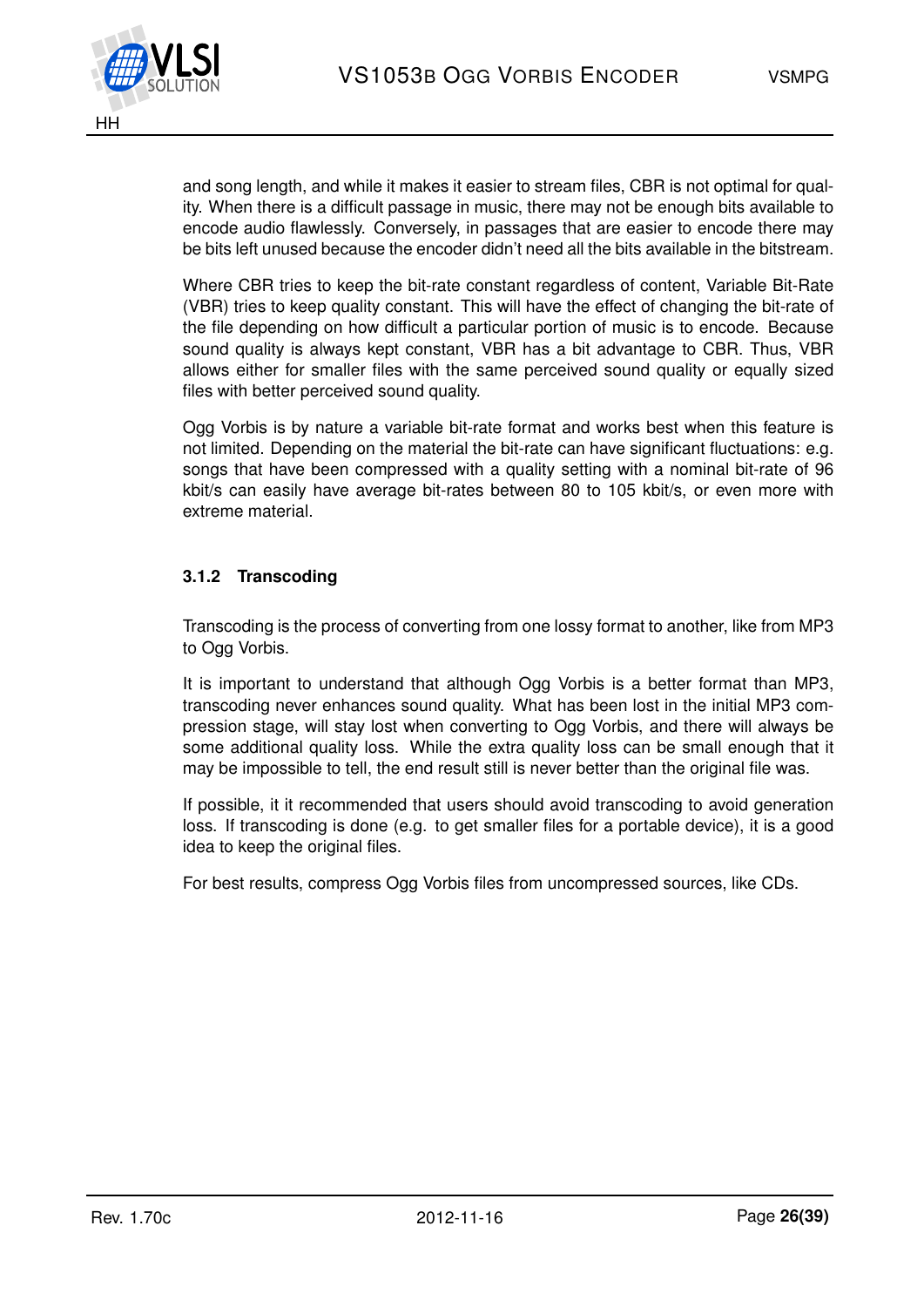and song length, and while it makes it easier to stream files, CBR is not optimal for quality. When there is a difficult passage in music, there may not be enough bits available to encode audio flawlessly. Conversely, in passages that are easier to encode there may be bits left unused because the encoder didn't need all the bits available in the bitstream.

Where CBR tries to keep the bit-rate constant regardless of content, Variable Bit-Rate (VBR) tries to keep quality constant. This will have the effect of changing the bit-rate of the file depending on how difficult a particular portion of music is to encode. Because sound quality is always kept constant, VBR has a bit advantage to CBR. Thus, VBR allows either for smaller files with the same perceived sound quality or equally sized files with better perceived sound quality.

Ogg Vorbis is by nature a variable bit-rate format and works best when this feature is not limited. Depending on the material the bit-rate can have significant fluctuations: e.g. songs that have been compressed with a quality setting with a nominal bit-rate of 96 kbit/s can easily have average bit-rates between 80 to 105 kbit/s, or even more with extreme material.

### 3.1.2 Transcoding

Transcoding is the process of converting from one lossy format to another, like from MP3 to Ogg Vorbis.

It is important to understand that although Ogg Vorbis is a better format than MP3, transcoding never enhances sound quality. What has been lost in the initial MP3 compression stage, will stay lost when converting to Ogg Vorbis, and there will always be some additional quality loss. While the extra quality loss can be small enough that it may be impossible to tell, the end result still is never better than the original file was.

If possible, it it recommended that users should avoid transcoding to avoid generation loss. If transcoding is done (e.g. to get smaller files for a portable device), it is a good idea to keep the original files.

For best results, compress Ogg Vorbis files from uncompressed sources, like CDs.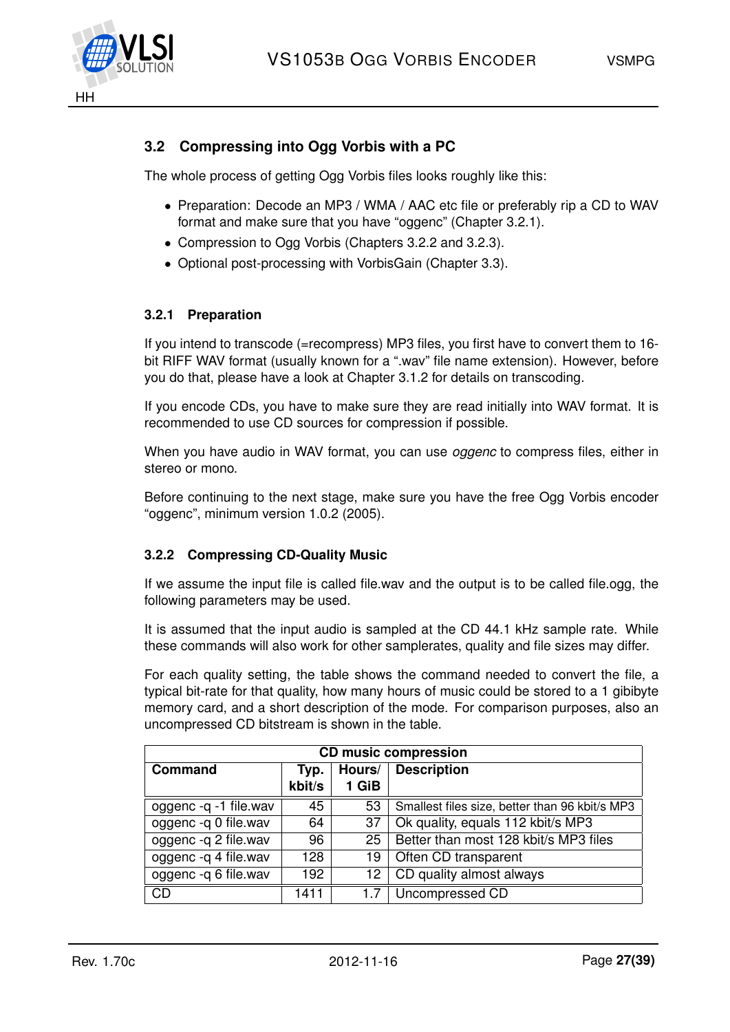## 3.2 Compressing into Ogg Vorbis with a PC

The whole process of getting Ogg Vorbis files looks roughly like this:

- Preparation: Decode an MP3 / WMA / AAC etc file or preferably rip a CD to WAV format and make sure that you have "oggenc" (Chapter 3.2.1).
- Compression to Ogg Vorbis (Chapters 3.2.2 and 3.2.3).
- Optional post-processing with VorbisGain (Chapter 3.3).

### 3.2.1 Preparation

If you intend to transcode (=recompress) MP3 files, you first have to convert them to 16-bit RIFF WAV format (usually known for a ".wav" file name extension). However, before you do that, please have a look at Chapter 3.1.2 for details on transcoding.

If you encode CDs, you have to make sure they are read initially into WAV format. It is recommended to use CD sources for compression if possible.

When you have audio in WAV format, you can use *oggenc* to compress files, either in stereo or mono.

Before continuing to the next stage, make sure you have the free Ogg Vorbis encoder "oggenc", minimum version 1.0.2 (2005).

### 3.2.2 Compressing CD-Quality Music

If we assume the input file is called file.wav and the output is to be called file.ogg, the following parameters may be used.

It is assumed that the input audio is sampled at the CD 44.1 kHz sample rate. While these commands will also work for other samplerates, quality and file sizes may differ.

For each quality setting, the table shows the command needed to convert the file, a typical bit-rate for that quality, how many hours of music could be stored to a 1 gibibyte memory card, and a short description of the mode. For comparison purposes, also an uncompressed CD bitstream is shown in the table.

| CD music compression | | | |
|---|---|---|---|
| **Command** | **Typ. kbit/s** | **Hours/ 1 GiB** | **Description** |
| oggenc -q -1 file.wav | 45 | 53 | Smallest files size, better than 96 kbit/s MP3 |
| oggenc -q 0 file.wav | 64 | 37 | Ok quality, equals 112 kbit/s MP3 |
| oggenc -q 2 file.wav | 96 | 25 | Better than most 128 kbit/s MP3 files |
| oggenc -q 4 file.wav | 128 | 19 | Often CD transparent |
| oggenc -q 6 file.wav | 192 | 12 | CD quality almost always |
| CD | 1411 | 1.7 | Uncompressed CD |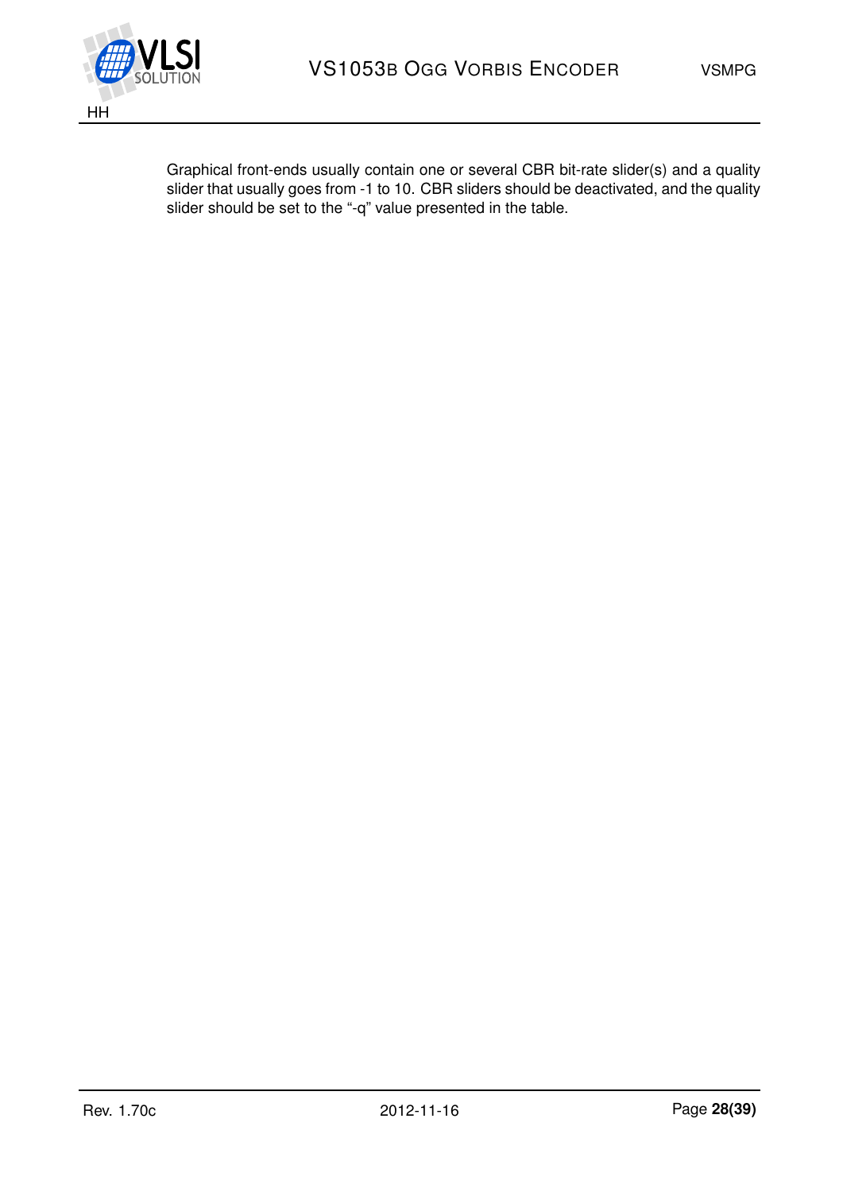Graphical front-ends usually contain one or several CBR bit-rate slider(s) and a quality slider that usually goes from -1 to 10. CBR sliders should be deactivated, and the quality slider should be set to the "-q" value presented in the table.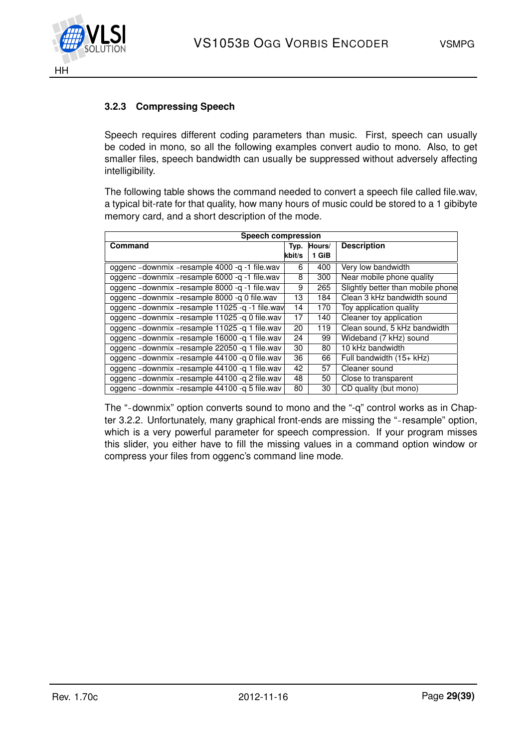### 3.2.3 Compressing Speech

Speech requires different coding parameters than music. First, speech can usually be coded in mono, so all the following examples convert audio to mono. Also, to get smaller files, speech bandwidth can usually be suppressed without adversely affecting intelligibility.

The following table shows the command needed to convert a speech file called file.wav, a typical bit-rate for that quality, how many hours of music could be stored to a 1 gibibyte memory card, and a short description of the mode.

| Speech compression | | | |
|---|---|---|---|
| **Command** | **Typ. kbit/s** | **Hours/ 1 GiB** | **Description** |
| oggenc --downmix --resample 4000 -q -1 file.wav | 6 | 400 | Very low bandwidth |
| oggenc --downmix --resample 6000 -q -1 file.wav | 8 | 300 | Near mobile phone quality |
| oggenc --downmix --resample 8000 -q -1 file.wav | 9 | 265 | Slightly better than mobile phone |
| oggenc --downmix --resample 8000 -q 0 file.wav | 13 | 184 | Clean 3 kHz bandwidth sound |
| oggenc --downmix --resample 11025 -q -1 file.wav | 14 | 170 | Toy application quality |
| oggenc --downmix --resample 11025 -q 0 file.wav | 17 | 140 | Cleaner toy application |
| oggenc --downmix --resample 11025 -q 1 file.wav | 20 | 119 | Clean sound, 5 kHz bandwidth |
| oggenc --downmix --resample 16000 -q 1 file.wav | 24 | 99 | Wideband (7 kHz) sound |
| oggenc --downmix --resample 22050 -q 1 file.wav | 30 | 80 | 10 kHz bandwidth |
| oggenc --downmix --resample 44100 -q 0 file.wav | 36 | 66 | Full bandwidth (15+ kHz) |
| oggenc --downmix --resample 44100 -q 1 file.wav | 42 | 57 | Cleaner sound |
| oggenc --downmix --resample 44100 -q 2 file.wav | 48 | 50 | Close to transparent |
| oggenc --downmix --resample 44100 -q 5 file.wav | 80 | 30 | CD quality (but mono) |

The "--downmix" option converts sound to mono and the "-q" control works as in Chapter 3.2.2. Unfortunately, many graphical front-ends are missing the "--resample" option, which is a very powerful parameter for speech compression. If your program misses this slider, you either have to fill the missing values in a command option window or compress your files from oggenc's command line mode.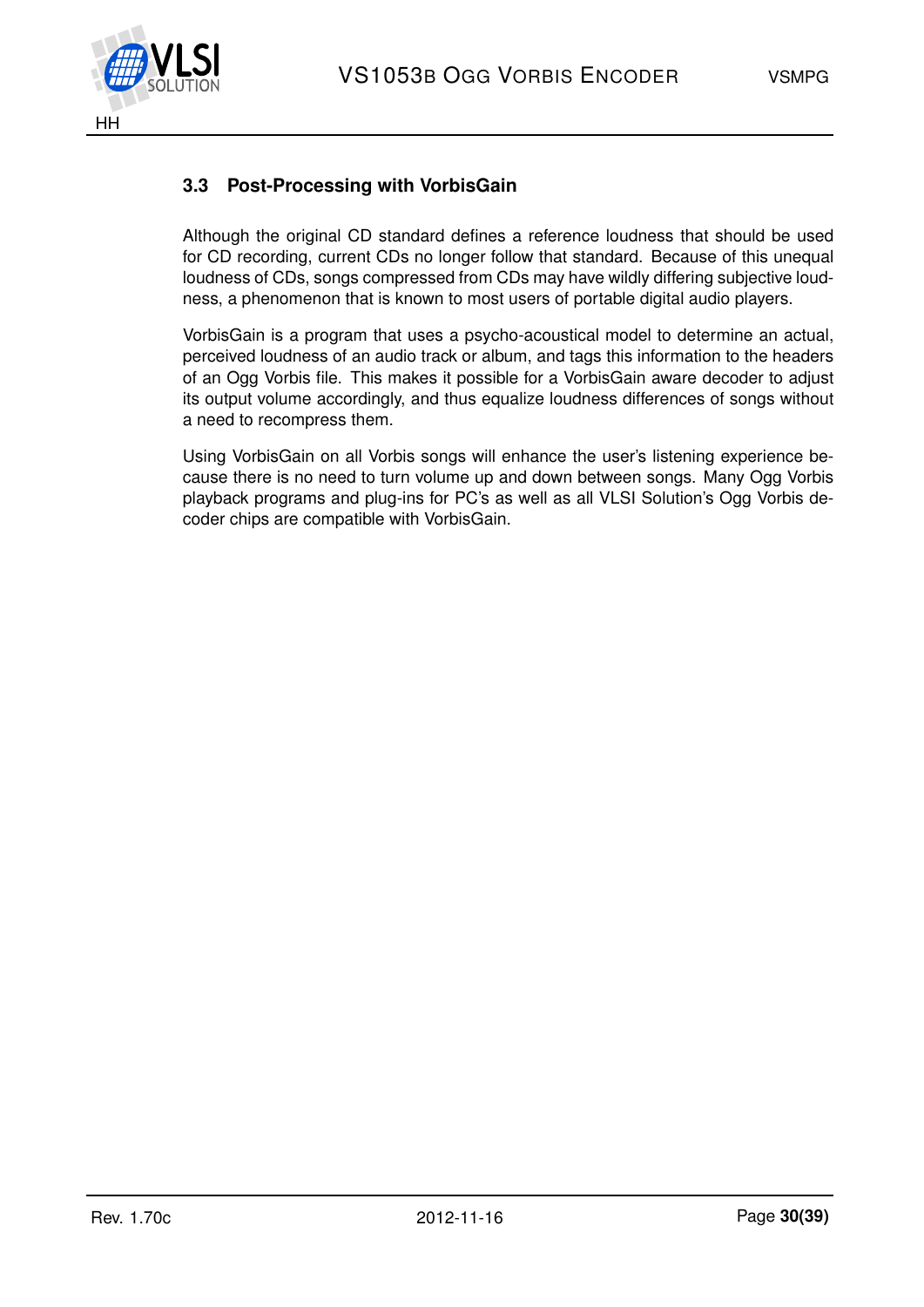### 3.3 Post-Processing with VorbisGain

Although the original CD standard defines a reference loudness that should be used for CD recording, current CDs no longer follow that standard. Because of this unequal loudness of CDs, songs compressed from CDs may have wildly differing subjective loudness, a phenomenon that is known to most users of portable digital audio players.

VorbisGain is a program that uses a psycho-acoustical model to determine an actual, perceived loudness of an audio track or album, and tags this information to the headers of an Ogg Vorbis file. This makes it possible for a VorbisGain aware decoder to adjust its output volume accordingly, and thus equalize loudness differences of songs without a need to recompress them.

Using VorbisGain on all Vorbis songs will enhance the user's listening experience because there is no need to turn volume up and down between songs. Many Ogg Vorbis playback programs and plug-ins for PC's as well as all VLSI Solution's Ogg Vorbis decoder chips are compatible with VorbisGain.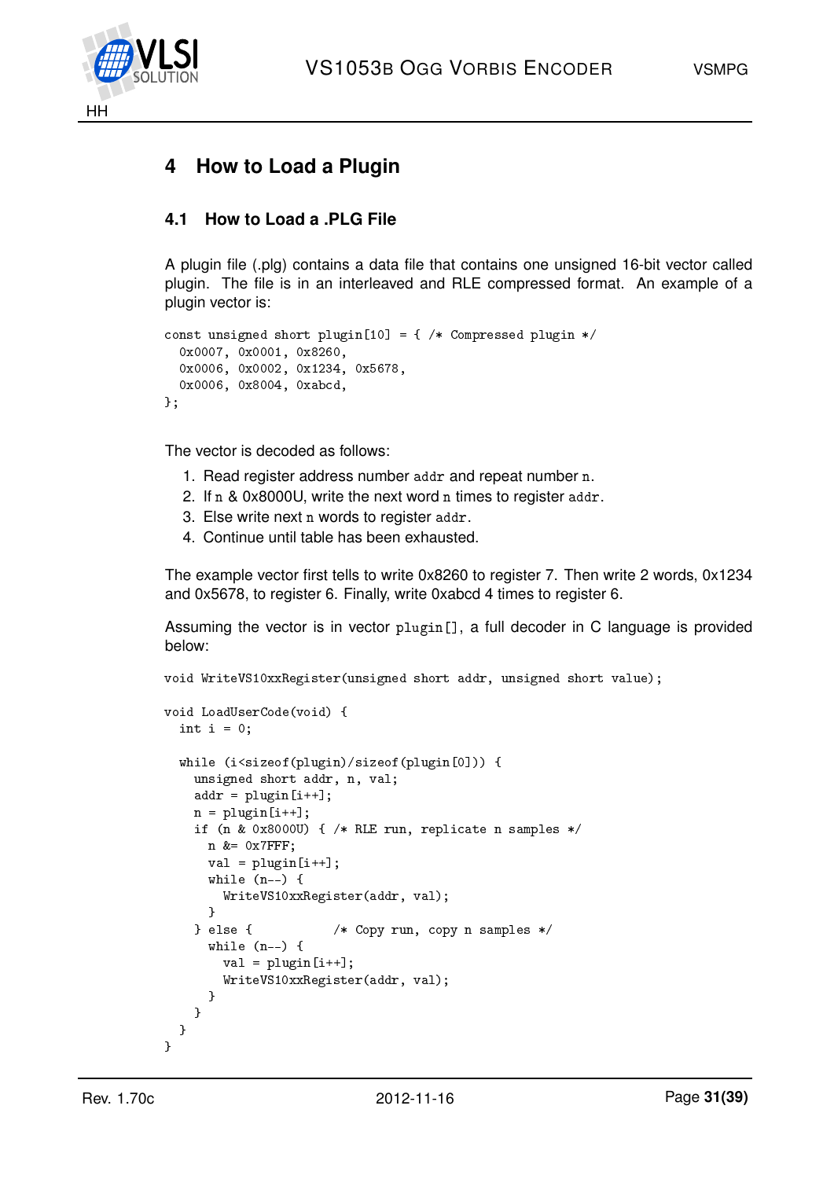# 4 How to Load a Plugin

## 4.1 How to Load a .PLG File

A plugin file (.plg) contains a data file that contains one unsigned 16-bit vector called plugin. The file is in an interleaved and RLE compressed format. An example of a plugin vector is:

```
const unsigned short plugin[10] = { /* Compressed plugin */
  0x0007, 0x0001, 0x8260,
  0x0006, 0x0002, 0x1234, 0x5678,
  0x0006, 0x8004, 0xabcd,
};
```

The vector is decoded as follows:

1. Read register address number `addr` and repeat number `n`.
2. If `n` & 0x8000U, write the next word `n` times to register `addr`.
3. Else write next `n` words to register `addr`.
4. Continue until table has been exhausted.

The example vector first tells to write 0x8260 to register 7. Then write 2 words, 0x1234 and 0x5678, to register 6. Finally, write 0xabcd 4 times to register 6.

Assuming the vector is in vector `plugin[]`, a full decoder in C language is provided below:

```
void WriteVS10xxRegister(unsigned short addr, unsigned short value);

void LoadUserCode(void) {
  int i = 0;

  while (i<sizeof(plugin)/sizeof(plugin[0])) {
    unsigned short addr, n, val;
    addr = plugin[i++];
    n = plugin[i++];
    if (n & 0x8000U) { /* RLE run, replicate n samples */
      n &= 0x7FFF;
      val = plugin[i++];
      while (n--) {
        WriteVS10xxRegister(addr, val);
      }
    } else {           /* Copy run, copy n samples */
      while (n--) {
        val = plugin[i++];
        WriteVS10xxRegister(addr, val);
      }
    }
  }
}
```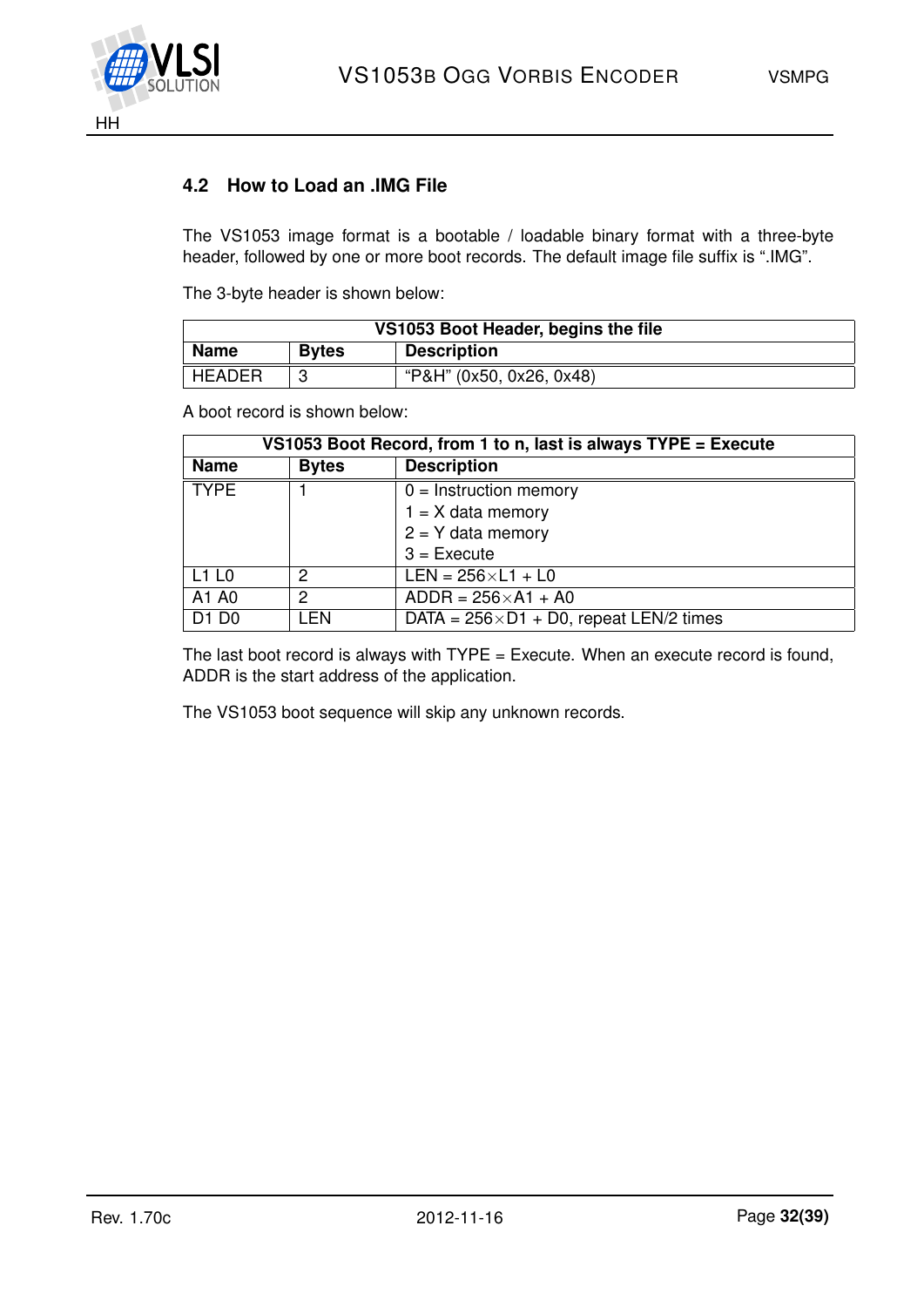### 4.2 How to Load an .IMG File

The VS1053 image format is a bootable / loadable binary format with a three-byte header, followed by one or more boot records. The default image file suffix is ".IMG".

The 3-byte header is shown below:

| VS1053 Boot Header, begins the file | | |
|---|---|---|
| **Name** | **Bytes** | **Description** |
| HEADER | 3 | "P&H" (0x50, 0x26, 0x48) |

A boot record is shown below:

| VS1053 Boot Record, from 1 to n, last is always TYPE = Execute | | |
|---|---|---|
| **Name** | **Bytes** | **Description** |
| TYPE | 1 | 0 = Instruction memory<br>1 = X data memory<br>2 = Y data memory<br>3 = Execute |
| L1 L0 | 2 | LEN = 256×L1 + L0 |
| A1 A0 | 2 | ADDR = 256×A1 + A0 |
| D1 D0 | LEN | DATA = 256×D1 + D0, repeat LEN/2 times |

The last boot record is always with TYPE = Execute. When an execute record is found, ADDR is the start address of the application.

The VS1053 boot sequence will skip any unknown records.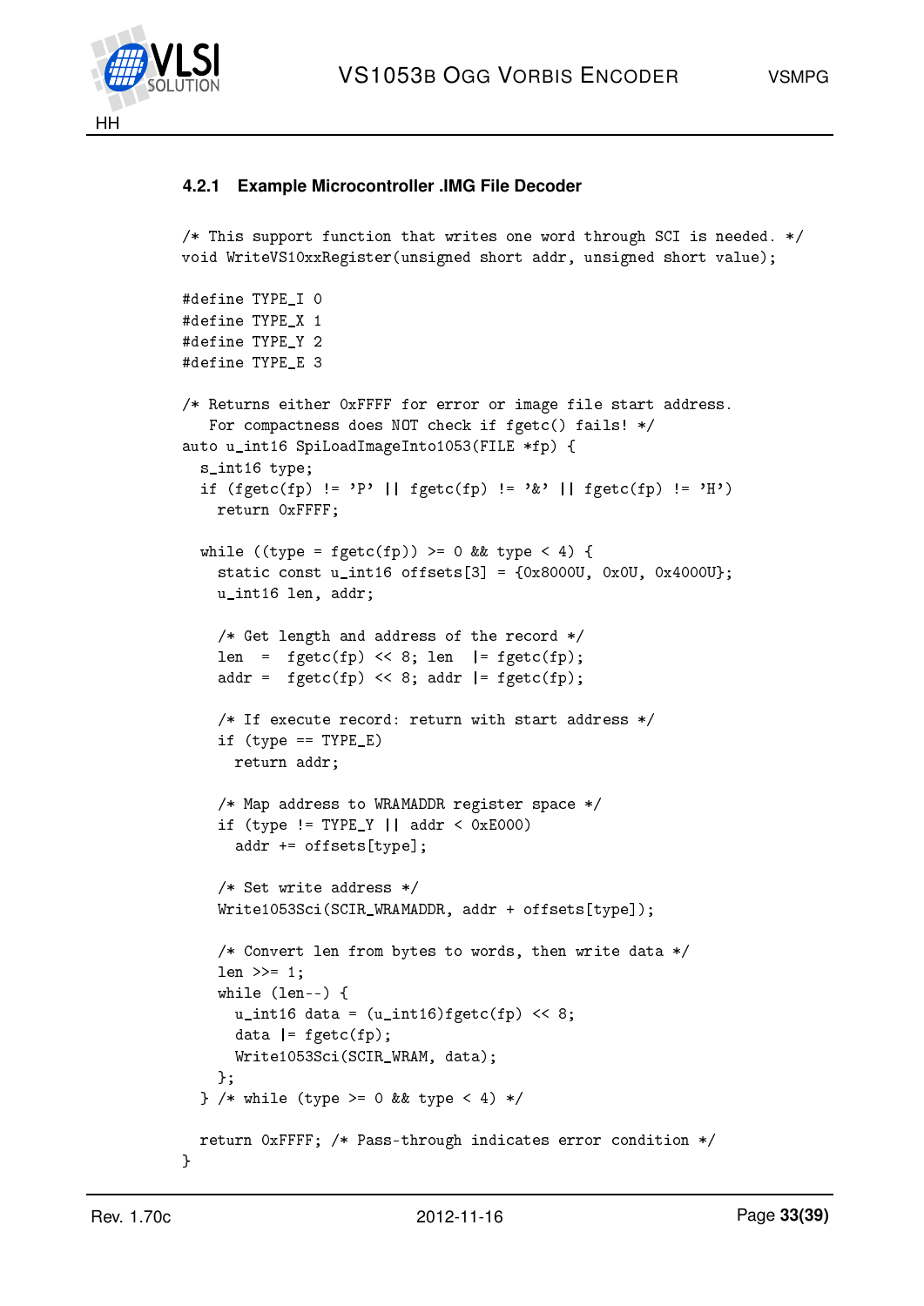#### 4.2.1 Example Microcontroller .IMG File Decoder

```
/* This support function that writes one word through SCI is needed. */
void WriteVS10xxRegister(unsigned short addr, unsigned short value);

#define TYPE_I 0
#define TYPE_X 1
#define TYPE_Y 2
#define TYPE_E 3

/* Returns either 0xFFFF for error or image file start address.
   For compactness does NOT check if fgetc() fails! */
auto u_int16 SpiLoadImageInto1053(FILE *fp) {
  s_int16 type;
  if (fgetc(fp) != 'P' || fgetc(fp) != '&' || fgetc(fp) != 'H')
    return 0xFFFF;

  while ((type = fgetc(fp)) >= 0 && type < 4) {
    static const u_int16 offsets[3] = {0x8000U, 0x0U, 0x4000U};
    u_int16 len, addr;

    /* Get length and address of the record */
    len  =  fgetc(fp) << 8; len  |= fgetc(fp);
    addr =  fgetc(fp) << 8; addr |= fgetc(fp);

    /* If execute record: return with start address */
    if (type == TYPE_E)
      return addr;

    /* Map address to WRAMADDR register space */
    if (type != TYPE_Y || addr < 0xE000)
      addr += offsets[type];

    /* Set write address */
    Write1053Sci(SCIR_WRAMADDR, addr + offsets[type]);

    /* Convert len from bytes to words, then write data */
    len >>= 1;
    while (len--) {
      u_int16 data = (u_int16)fgetc(fp) << 8;
      data |= fgetc(fp);
      Write1053Sci(SCIR_WRAM, data);
    };
  } /* while (type >= 0 && type < 4) */

  return 0xFFFF; /* Pass-through indicates error condition */
}
```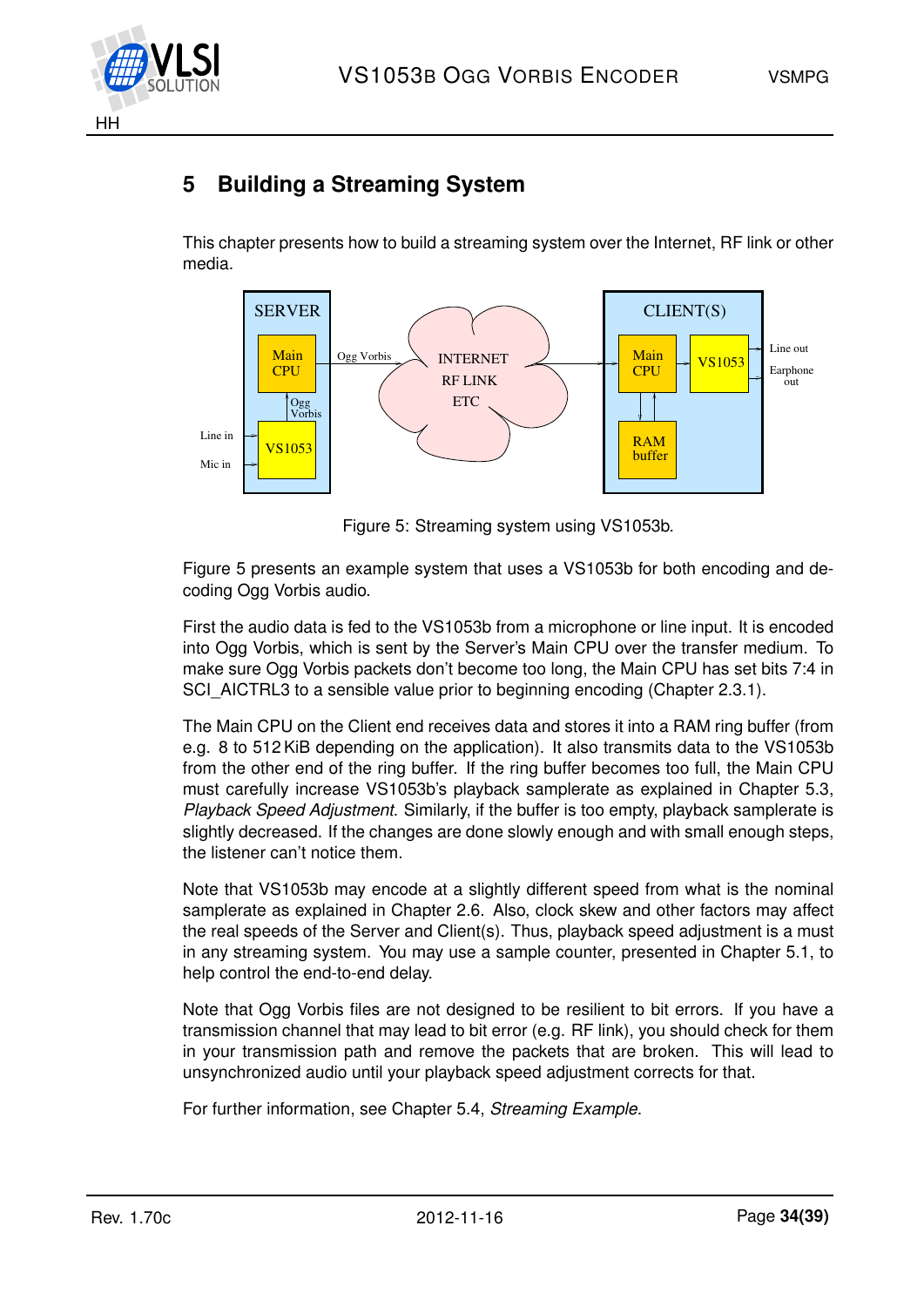# 5 Building a Streaming System

This chapter presents how to build a streaming system over the Internet, RF link or other media.

Figure 5: Streaming system using VS1053b.

Figure 5 presents an example system that uses a VS1053b for both encoding and decoding Ogg Vorbis audio.

First the audio data is fed to the VS1053b from a microphone or line input. It is encoded into Ogg Vorbis, which is sent by the Server's Main CPU over the transfer medium. To make sure Ogg Vorbis packets don't become too long, the Main CPU has set bits 7:4 in SCI_AICTRL3 to a sensible value prior to beginning encoding (Chapter 2.3.1).

The Main CPU on the Client end receives data and stores it into a RAM ring buffer (from e.g. 8 to 512 KiB depending on the application). It also transmits data to the VS1053b from the other end of the ring buffer. If the ring buffer becomes too full, the Main CPU must carefully increase VS1053b's playback samplerate as explained in Chapter 5.3, *Playback Speed Adjustment*. Similarly, if the buffer is too empty, playback samplerate is slightly decreased. If the changes are done slowly enough and with small enough steps, the listener can't notice them.

Note that VS1053b may encode at a slightly different speed from what is the nominal samplerate as explained in Chapter 2.6. Also, clock skew and other factors may affect the real speeds of the Server and Client(s). Thus, playback speed adjustment is a must in any streaming system. You may use a sample counter, presented in Chapter 5.1, to help control the end-to-end delay.

Note that Ogg Vorbis files are not designed to be resilient to bit errors. If you have a transmission channel that may lead to bit error (e.g. RF link), you should check for them in your transmission path and remove the packets that are broken. This will lead to unsynchronized audio until your playback speed adjustment corrects for that.

For further information, see Chapter 5.4, *Streaming Example*.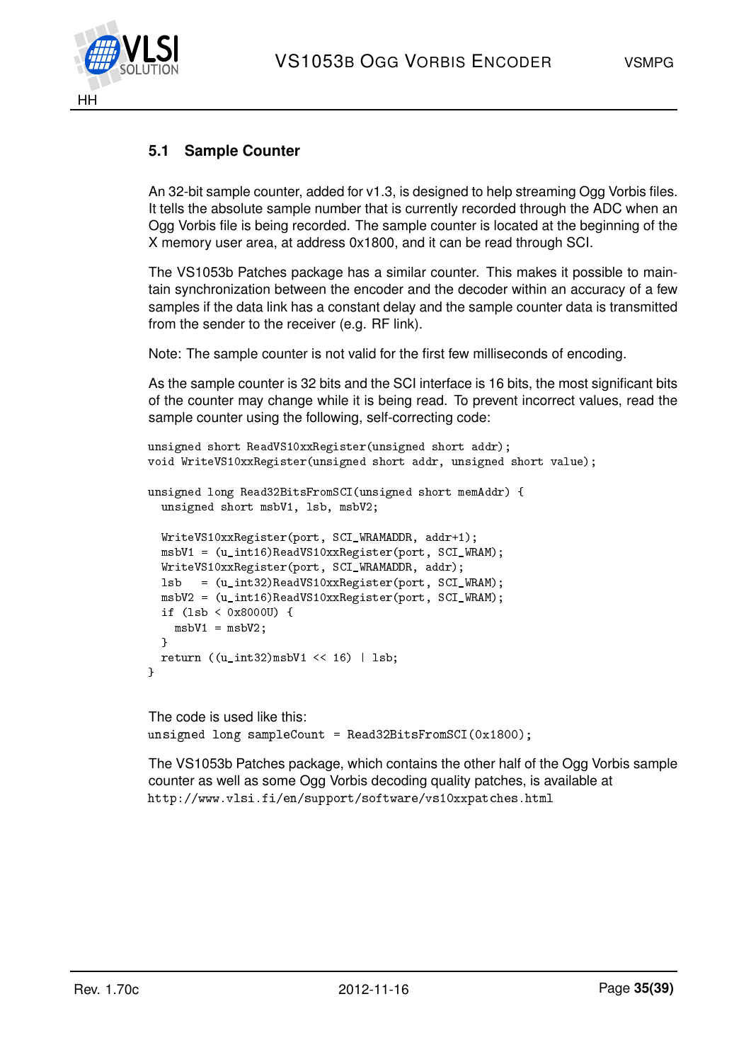### 5.1 Sample Counter

An 32-bit sample counter, added for v1.3, is designed to help streaming Ogg Vorbis files. It tells the absolute sample number that is currently recorded through the ADC when an Ogg Vorbis file is being recorded. The sample counter is located at the beginning of the X memory user area, at address 0x1800, and it can be read through SCI.

The VS1053b Patches package has a similar counter. This makes it possible to maintain synchronization between the encoder and the decoder within an accuracy of a few samples if the data link has a constant delay and the sample counter data is transmitted from the sender to the receiver (e.g. RF link).

Note: The sample counter is not valid for the first few milliseconds of encoding.

As the sample counter is 32 bits and the SCI interface is 16 bits, the most significant bits of the counter may change while it is being read. To prevent incorrect values, read the sample counter using the following, self-correcting code:

```
unsigned short ReadVS10xxRegister(unsigned short addr);
void WriteVS10xxRegister(unsigned short addr, unsigned short value);

unsigned long Read32BitsFromSCI(unsigned short memAddr) {
  unsigned short msbV1, lsb, msbV2;

  WriteVS10xxRegister(port, SCI_WRAMADDR, addr+1);
  msbV1 = (u_int16)ReadVS10xxRegister(port, SCI_WRAM);
  WriteVS10xxRegister(port, SCI_WRAMADDR, addr);
  lsb   = (u_int32)ReadVS10xxRegister(port, SCI_WRAM);
  msbV2 = (u_int16)ReadVS10xxRegister(port, SCI_WRAM);
  if (lsb < 0x8000U) {
    msbV1 = msbV2;
  }
  return ((u_int32)msbV1 << 16) | lsb;
}
```

The code is used like this:

```
unsigned long sampleCount = Read32BitsFromSCI(0x1800);
```

The VS1053b Patches package, which contains the other half of the Ogg Vorbis sample counter as well as some Ogg Vorbis decoding quality patches, is available at
`http://www.vlsi.fi/en/support/software/vs10xxpatches.html`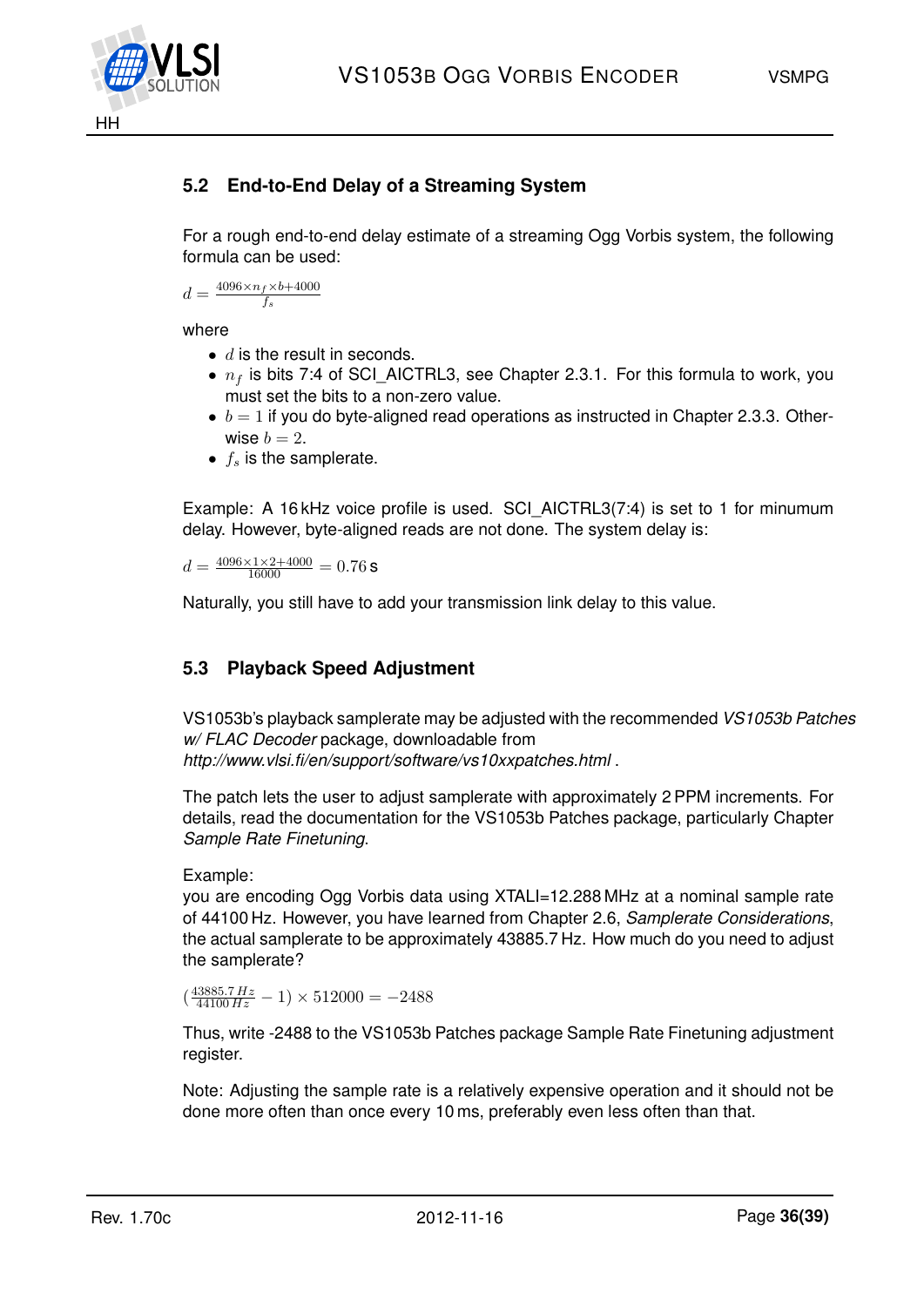## 5.2 End-to-End Delay of a Streaming System

For a rough end-to-end delay estimate of a streaming Ogg Vorbis system, the following formula can be used:

$$d = \frac{4096 \times n_f \times b + 4000}{f_s}$$

where

- $d$ is the result in seconds.
- $n_f$ is bits 7:4 of SCI_AICTRL3, see Chapter 2.3.1. For this formula to work, you must set the bits to a non-zero value.
- $b = 1$ if you do byte-aligned read operations as instructed in Chapter 2.3.3. Otherwise $b = 2$.
- $f_s$ is the samplerate.

Example: A 16 kHz voice profile is used. SCI_AICTRL3(7:4) is set to 1 for minumum delay. However, byte-aligned reads are not done. The system delay is:

$$d = \frac{4096 \times 1 \times 2 + 4000}{16000} = 0.76\,\text{s}$$

Naturally, you still have to add your transmission link delay to this value.

## 5.3 Playback Speed Adjustment

VS1053b's playback samplerate may be adjusted with the recommended *VS1053b Patches w/ FLAC Decoder* package, downloadable from *http://www.vlsi.fi/en/support/software/vs10xxpatches.html* .

The patch lets the user to adjust samplerate with approximately 2 PPM increments. For details, read the documentation for the VS1053b Patches package, particularly Chapter *Sample Rate Finetuning*.

Example:
you are encoding Ogg Vorbis data using XTALI=12.288 MHz at a nominal sample rate of 44100 Hz. However, you have learned from Chapter 2.6, *Samplerate Considerations*, the actual samplerate to be approximately 43885.7 Hz. How much do you need to adjust the samplerate?

$$\left(\frac{43885.7\,Hz}{44100\,Hz} - 1\right) \times 512000 = -2488$$

Thus, write -2488 to the VS1053b Patches package Sample Rate Finetuning adjustment register.

Note: Adjusting the sample rate is a relatively expensive operation and it should not be done more often than once every 10 ms, preferably even less often than that.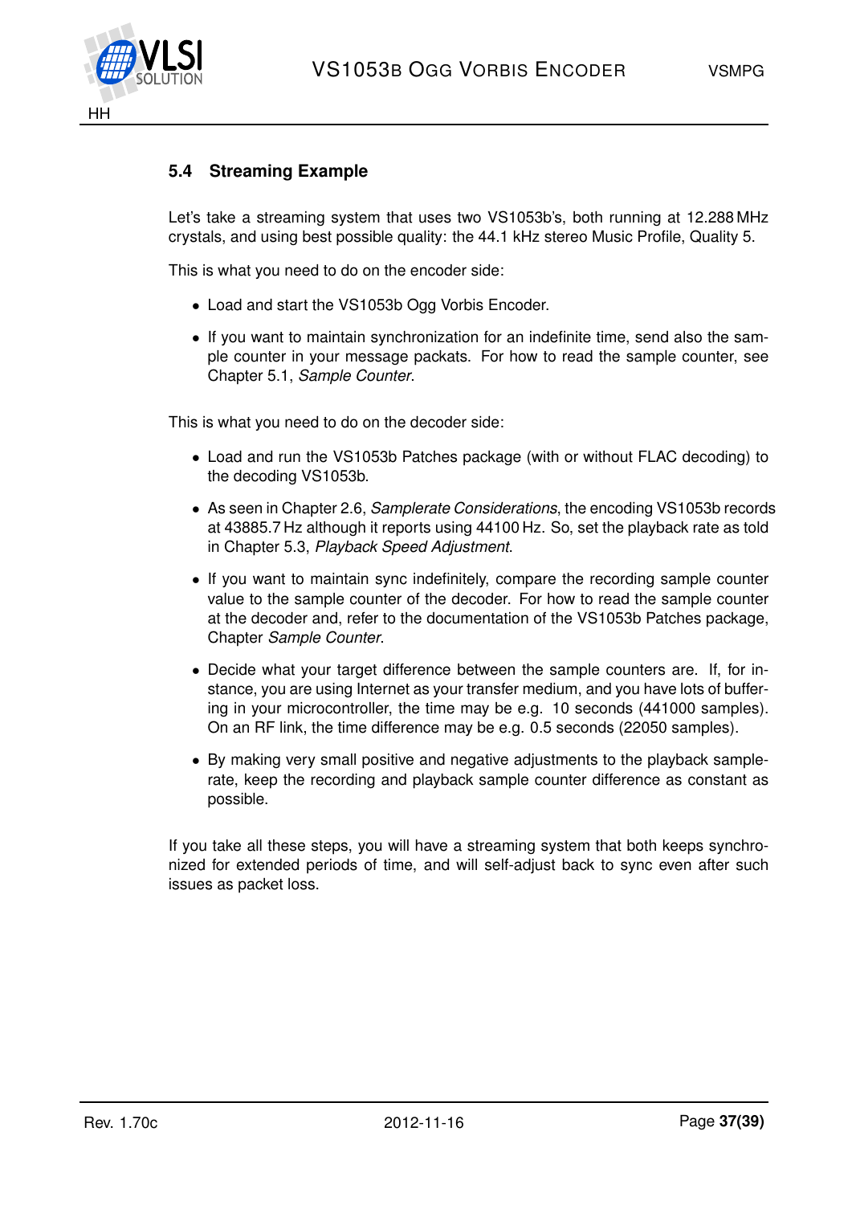### 5.4 Streaming Example

Let's take a streaming system that uses two VS1053b's, both running at 12.288 MHz crystals, and using best possible quality: the 44.1 kHz stereo Music Profile, Quality 5.

This is what you need to do on the encoder side:

- Load and start the VS1053b Ogg Vorbis Encoder.
- If you want to maintain synchronization for an indefinite time, send also the sample counter in your message packats. For how to read the sample counter, see Chapter 5.1, *Sample Counter*.

This is what you need to do on the decoder side:

- Load and run the VS1053b Patches package (with or without FLAC decoding) to the decoding VS1053b.
- As seen in Chapter 2.6, *Samplerate Considerations*, the encoding VS1053b records at 43885.7 Hz although it reports using 44100 Hz. So, set the playback rate as told in Chapter 5.3, *Playback Speed Adjustment*.
- If you want to maintain sync indefinitely, compare the recording sample counter value to the sample counter of the decoder. For how to read the sample counter at the decoder and, refer to the documentation of the VS1053b Patches package, Chapter *Sample Counter*.
- Decide what your target difference between the sample counters are. If, for instance, you are using Internet as your transfer medium, and you have lots of buffering in your microcontroller, the time may be e.g. 10 seconds (441000 samples). On an RF link, the time difference may be e.g. 0.5 seconds (22050 samples).
- By making very small positive and negative adjustments to the playback samplerate, keep the recording and playback sample counter difference as constant as possible.

If you take all these steps, you will have a streaming system that both keeps synchronized for extended periods of time, and will self-adjust back to sync even after such issues as packet loss.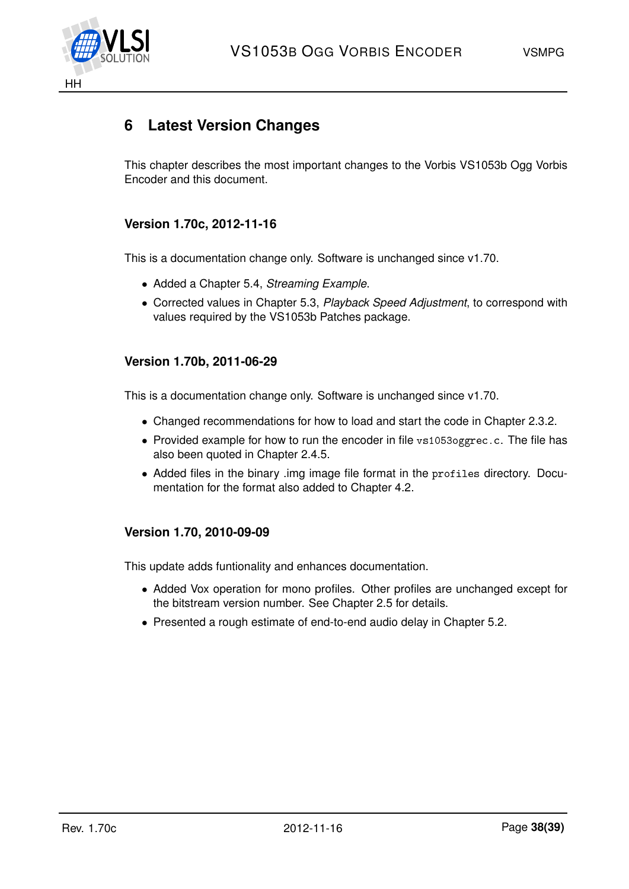# 6 Latest Version Changes

This chapter describes the most important changes to the Vorbis VS1053b Ogg Vorbis Encoder and this document.

### Version 1.70c, 2012-11-16

This is a documentation change only. Software is unchanged since v1.70.

- Added a Chapter 5.4, *Streaming Example*.
- Corrected values in Chapter 5.3, *Playback Speed Adjustment*, to correspond with values required by the VS1053b Patches package.

### Version 1.70b, 2011-06-29

This is a documentation change only. Software is unchanged since v1.70.

- Changed recommendations for how to load and start the code in Chapter 2.3.2.
- Provided example for how to run the encoder in file `vs1053oggrec.c`. The file has also been quoted in Chapter 2.4.5.
- Added files in the binary .img image file format in the `profiles` directory. Documentation for the format also added to Chapter 4.2.

### Version 1.70, 2010-09-09

This update adds funtionality and enhances documentation.

- Added Vox operation for mono profiles. Other profiles are unchanged except for the bitstream version number. See Chapter 2.5 for details.
- Presented a rough estimate of end-to-end audio delay in Chapter 5.2.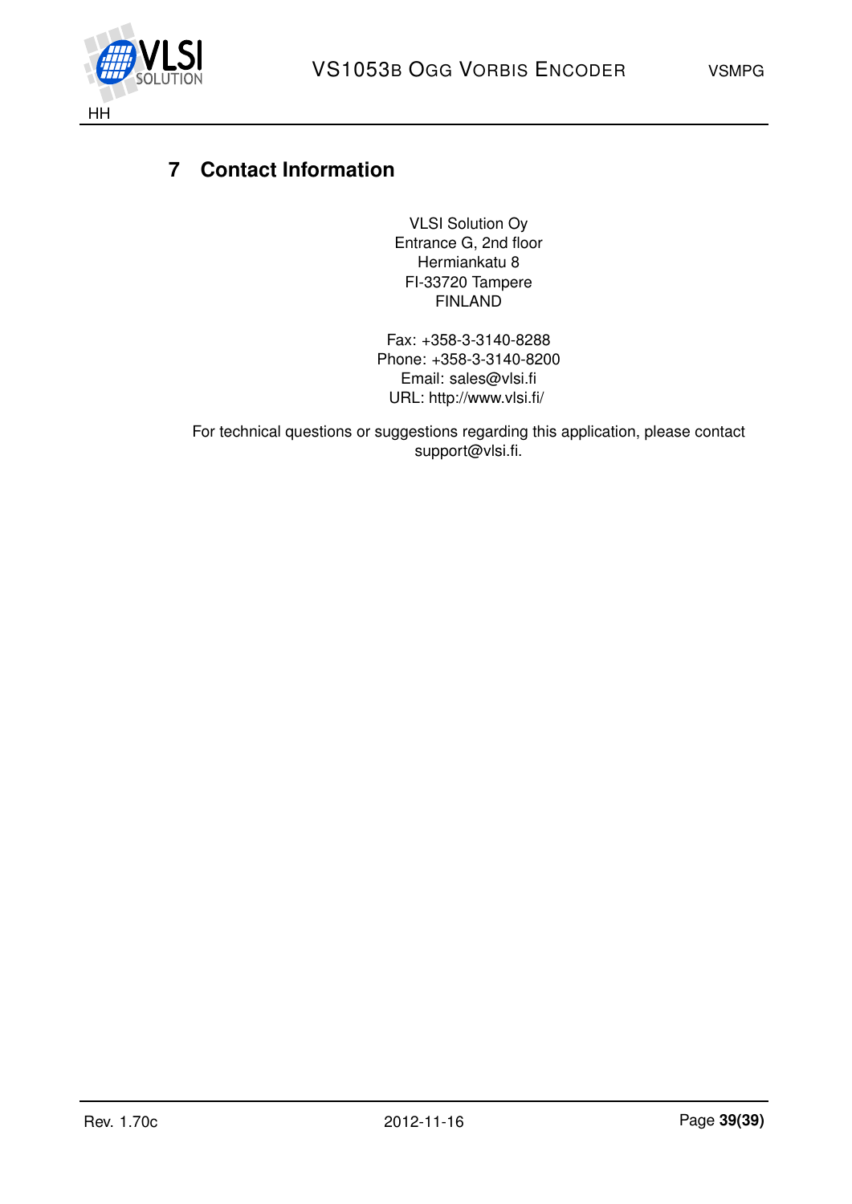# 7 Contact Information

VLSI Solution Oy
Entrance G, 2nd floor
Hermiankatu 8
FI-33720 Tampere
FINLAND

Fax: +358-3-3140-8288
Phone: +358-3-3140-8200
Email: sales@vlsi.fi
URL: http://www.vlsi.fi/

For technical questions or suggestions regarding this application, please contact support@vlsi.fi.